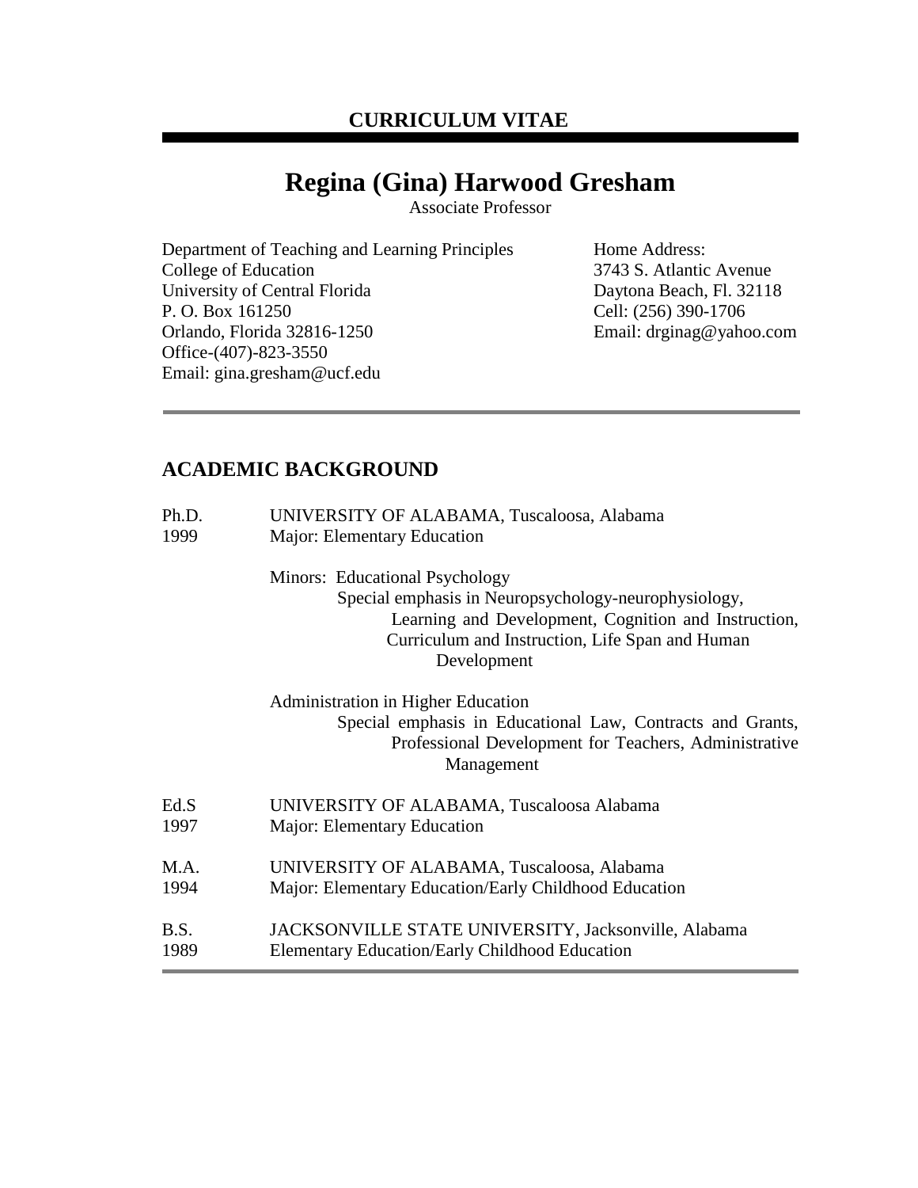# CURRICULUM VITAE

## Regina (Gina) Harwood Gresham

Associate Professor

Department of Teaching and Learning Principles
College of Education
University of Central Florida
P. O. Box 161250
Orlando, Florida 32816-1250
Office-(407)-823-3550
Email: gina.gresham@ucf.edu

Home Address:
3743 S. Atlantic Avenue
Daytona Beach, Fl. 32118
Cell: (256) 390-1706
Email: drginag@yahoo.com

## ACADEMIC BACKGROUND

**Ph.D. 1999**
UNIVERSITY OF ALABAMA, Tuscaloosa, Alabama
Major: Elementary Education

Minors: Educational Psychology
Special emphasis in Neuropsychology-neurophysiology, Learning and Development, Cognition and Instruction, Curriculum and Instruction, Life Span and Human Development

Administration in Higher Education
Special emphasis in Educational Law, Contracts and Grants, Professional Development for Teachers, Administrative Management

**Ed.S 1997**
UNIVERSITY OF ALABAMA, Tuscaloosa Alabama
Major: Elementary Education

**M.A. 1994**
UNIVERSITY OF ALABAMA, Tuscaloosa, Alabama
Major: Elementary Education/Early Childhood Education

**B.S. 1989**
JACKSONVILLE STATE UNIVERSITY, Jacksonville, Alabama
Elementary Education/Early Childhood Education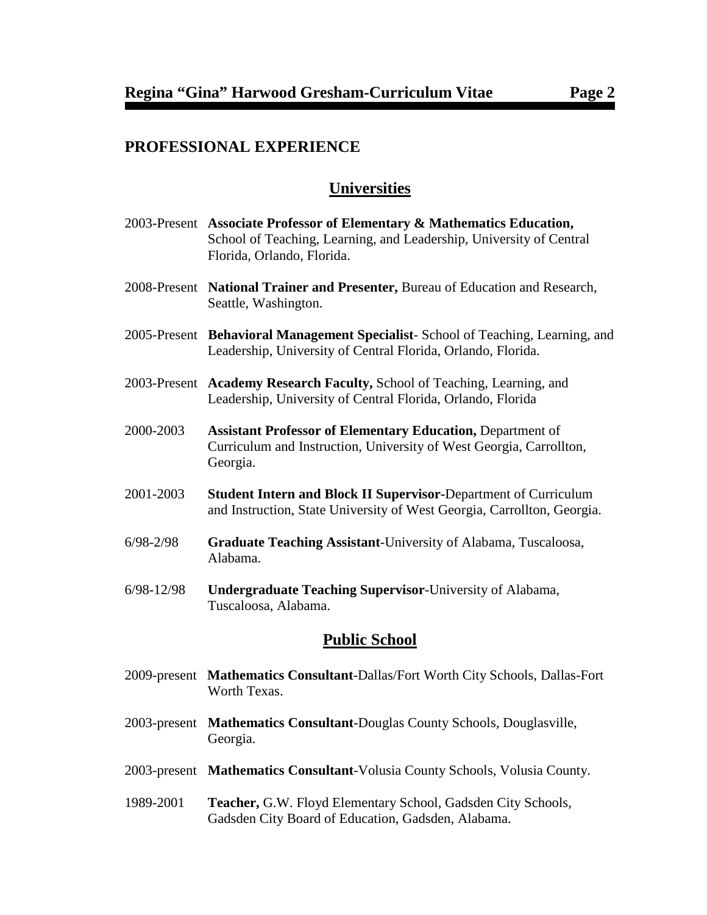## PROFESSIONAL EXPERIENCE

### Universities

2003-Present **Associate Professor of Elementary & Mathematics Education,** School of Teaching, Learning, and Leadership, University of Central Florida, Orlando, Florida.

2008-Present **National Trainer and Presenter,** Bureau of Education and Research, Seattle, Washington.

2005-Present **Behavioral Management Specialist**- School of Teaching, Learning, and Leadership, University of Central Florida, Orlando, Florida.

2003-Present **Academy Research Faculty,** School of Teaching, Learning, and Leadership, University of Central Florida, Orlando, Florida

2000-2003 **Assistant Professor of Elementary Education,** Department of Curriculum and Instruction, University of West Georgia, Carrollton, Georgia.

2001-2003 **Student Intern and Block II Supervisor**-Department of Curriculum and Instruction, State University of West Georgia, Carrollton, Georgia.

6/98-2/98 **Graduate Teaching Assistant**-University of Alabama, Tuscaloosa, Alabama.

6/98-12/98 **Undergraduate Teaching Supervisor**-University of Alabama, Tuscaloosa, Alabama.

### Public School

2009-present **Mathematics Consultant**-Dallas/Fort Worth City Schools, Dallas-Fort Worth Texas.

2003-present **Mathematics Consultant**-Douglas County Schools, Douglasville, Georgia.

2003-present **Mathematics Consultant**-Volusia County Schools, Volusia County.

1989-2001 **Teacher,** G.W. Floyd Elementary School, Gadsden City Schools, Gadsden City Board of Education, Gadsden, Alabama.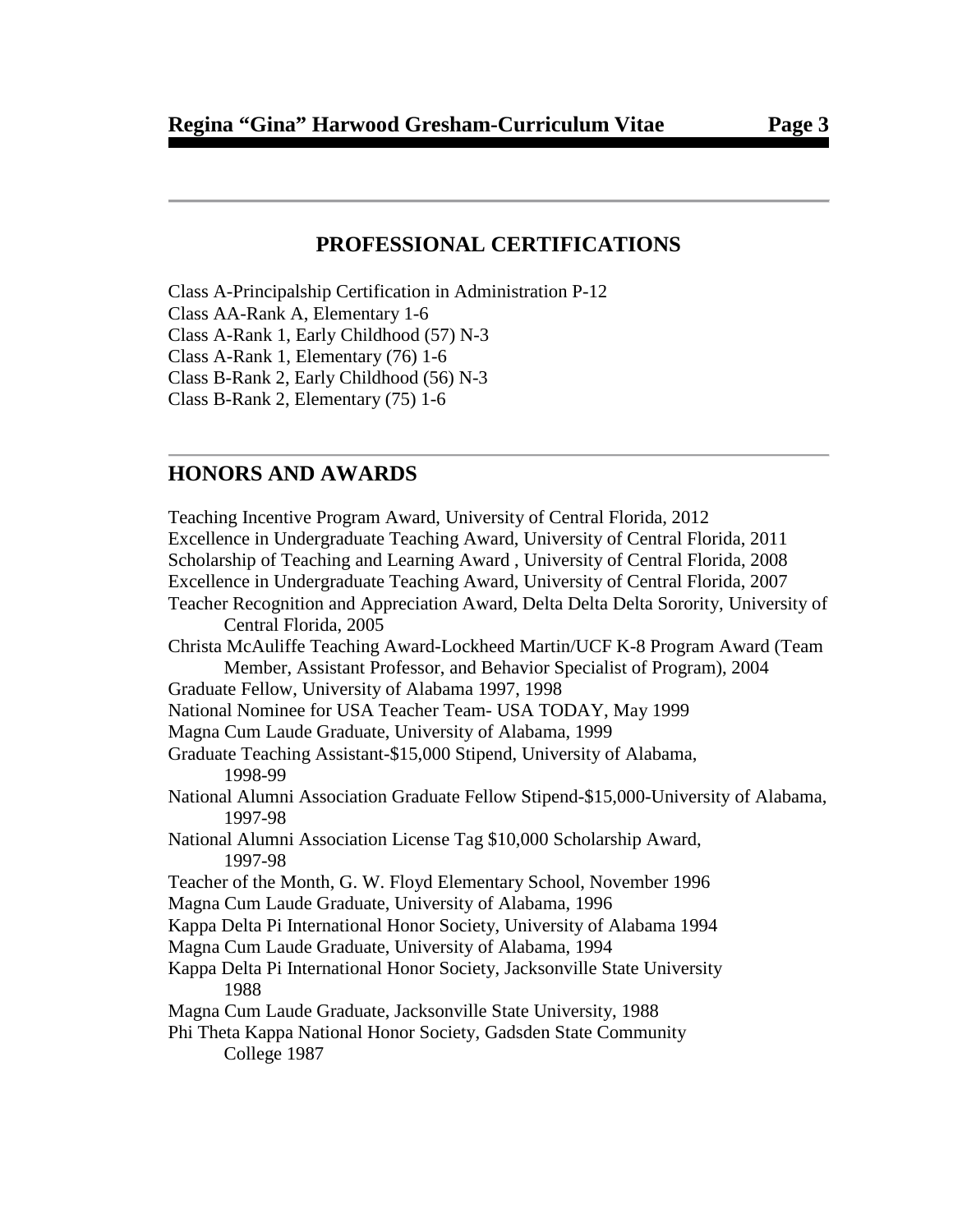## PROFESSIONAL CERTIFICATIONS

Class A-Principalship Certification in Administration P-12
Class AA-Rank A, Elementary 1-6
Class A-Rank 1, Early Childhood (57) N-3
Class A-Rank 1, Elementary (76) 1-6
Class B-Rank 2, Early Childhood (56) N-3
Class B-Rank 2, Elementary (75) 1-6

## HONORS AND AWARDS

Teaching Incentive Program Award, University of Central Florida, 2012
Excellence in Undergraduate Teaching Award, University of Central Florida, 2011
Scholarship of Teaching and Learning Award , University of Central Florida, 2008
Excellence in Undergraduate Teaching Award, University of Central Florida, 2007
Teacher Recognition and Appreciation Award, Delta Delta Delta Sorority, University of Central Florida, 2005
Christa McAuliffe Teaching Award-Lockheed Martin/UCF K-8 Program Award (Team Member, Assistant Professor, and Behavior Specialist of Program), 2004
Graduate Fellow, University of Alabama 1997, 1998
National Nominee for USA Teacher Team- USA TODAY, May 1999
Magna Cum Laude Graduate, University of Alabama, 1999
Graduate Teaching Assistant-$15,000 Stipend, University of Alabama, 1998-99
National Alumni Association Graduate Fellow Stipend-$15,000-University of Alabama, 1997-98
National Alumni Association License Tag $10,000 Scholarship Award, 1997-98
Teacher of the Month, G. W. Floyd Elementary School, November 1996
Magna Cum Laude Graduate, University of Alabama, 1996
Kappa Delta Pi International Honor Society, University of Alabama 1994
Magna Cum Laude Graduate, University of Alabama, 1994
Kappa Delta Pi International Honor Society, Jacksonville State University 1988
Magna Cum Laude Graduate, Jacksonville State University, 1988
Phi Theta Kappa National Honor Society, Gadsden State Community College 1987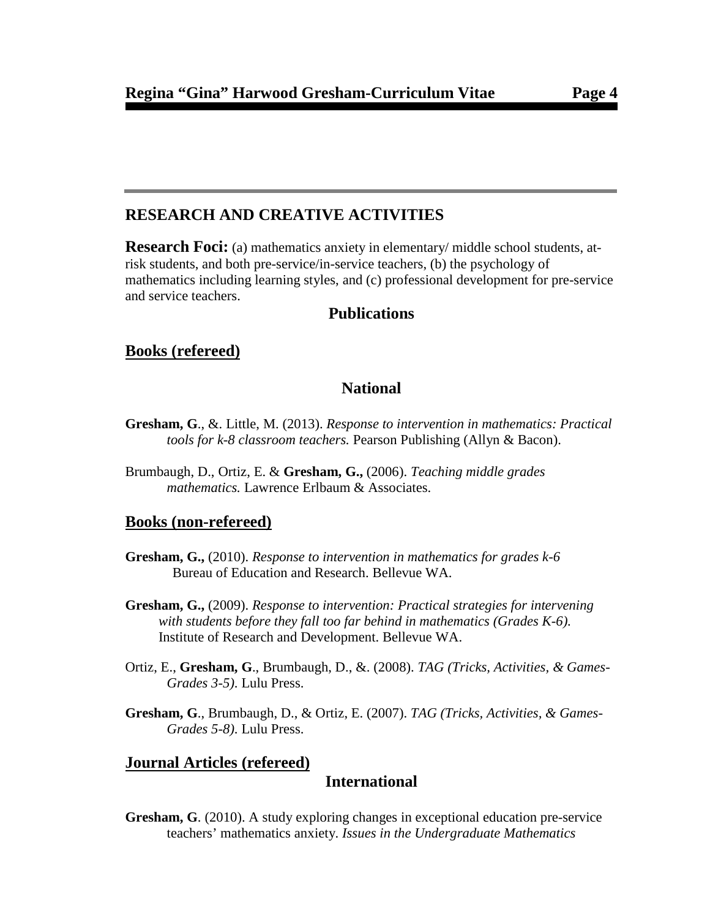## RESEARCH AND CREATIVE ACTIVITIES

**Research Foci:** (a) mathematics anxiety in elementary/ middle school students, at-risk students, and both pre-service/in-service teachers, (b) the psychology of mathematics including learning styles, and (c) professional development for pre-service and service teachers.

### Publications

**Books (refereed)**

#### National

**Gresham, G**., &. Little, M. (2013). *Response to intervention in mathematics: Practical tools for k-8 classroom teachers.* Pearson Publishing (Allyn & Bacon).

Brumbaugh, D., Ortiz, E. & **Gresham, G.,** (2006). *Teaching middle grades mathematics.* Lawrence Erlbaum & Associates.

**Books (non-refereed)**

**Gresham, G.,** (2010). *Response to intervention in mathematics for grades k-6* Bureau of Education and Research. Bellevue WA.

**Gresham, G.,** (2009). *Response to intervention: Practical strategies for intervening with students before they fall too far behind in mathematics (Grades K-6).* Institute of Research and Development. Bellevue WA.

Ortiz, E., **Gresham, G**., Brumbaugh, D., &. (2008). *TAG (Tricks, Activities, & Games-Grades 3-5).* Lulu Press.

**Gresham, G**., Brumbaugh, D., & Ortiz, E. (2007). *TAG (Tricks, Activities, & Games-Grades 5-8).* Lulu Press.

**Journal Articles (refereed)**

#### International

**Gresham, G**. (2010). A study exploring changes in exceptional education pre-service teachers' mathematics anxiety. *Issues in the Undergraduate Mathematics*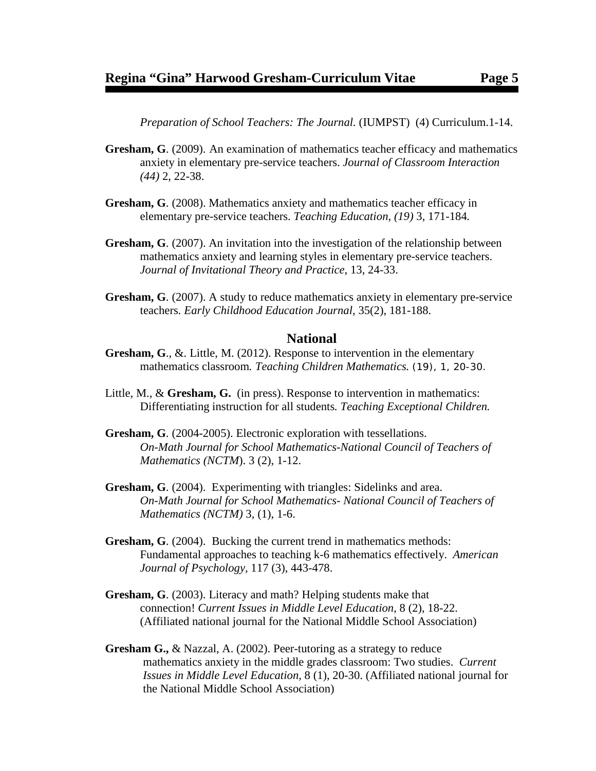*Preparation of School Teachers: The Journal.* (IUMPST) (4) Curriculum.1-14.

**Gresham, G**. (2009). An examination of mathematics teacher efficacy and mathematics anxiety in elementary pre-service teachers. *Journal of Classroom Interaction (44)* 2, 22-38.

**Gresham, G**. (2008). Mathematics anxiety and mathematics teacher efficacy in elementary pre-service teachers. *Teaching Education, (19)* 3, 171-184*.*

**Gresham, G**. (2007). An invitation into the investigation of the relationship between mathematics anxiety and learning styles in elementary pre-service teachers. *Journal of Invitational Theory and Practice*, 13, 24-33.

**Gresham, G**. (2007). A study to reduce mathematics anxiety in elementary pre-service teachers*. Early Childhood Education Journal,* 35(2), 181-188.

## National

**Gresham, G**., &. Little, M. (2012). Response to intervention in the elementary mathematics classroom*. Teaching Children Mathematics.* (19), 1, 20-30.

Little, M., & **Gresham, G.** (in press). Response to intervention in mathematics: Differentiating instruction for all students*. Teaching Exceptional Children.*

**Gresham, G**. (2004-2005). Electronic exploration with tessellations. *On-Math Journal for School Mathematics-National Council of Teachers of Mathematics (NCTM*). 3 (2), 1-12.

**Gresham, G**. (2004). Experimenting with triangles: Sidelinks and area. *On-Math Journal for School Mathematics- National Council of Teachers of Mathematics (NCTM)* 3, (1), 1-6.

**Gresham, G**. (2004). Bucking the current trend in mathematics methods: Fundamental approaches to teaching k-6 mathematics effectively. *American Journal of Psychology,* 117 (3), 443-478.

**Gresham, G**. (2003). Literacy and math? Helping students make that connection! *Current Issues in Middle Level Education*, 8 (2), 18-22. (Affiliated national journal for the National Middle School Association)

**Gresham G.,** & Nazzal, A. (2002). Peer-tutoring as a strategy to reduce mathematics anxiety in the middle grades classroom: Two studies. *Current Issues in Middle Level Education,* 8 (1), 20-30. (Affiliated national journal for the National Middle School Association)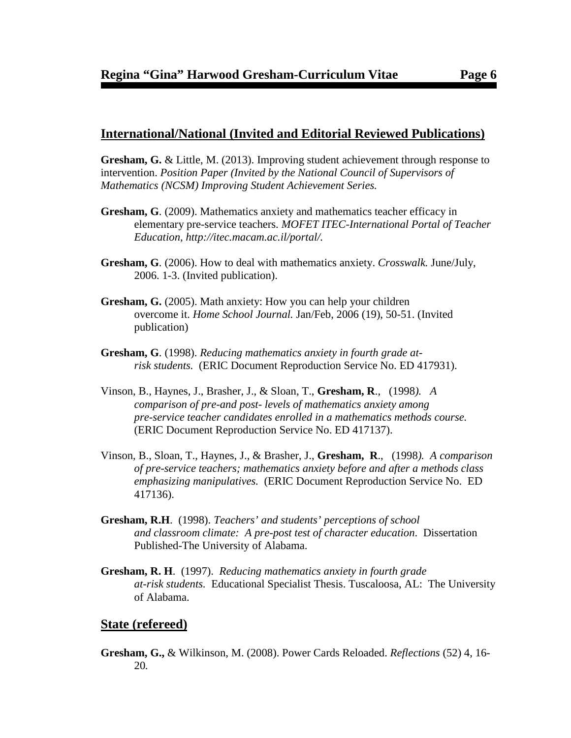## International/National (Invited and Editorial Reviewed Publications)

**Gresham, G.** & Little, M. (2013). Improving student achievement through response to intervention. *Position Paper (Invited by the National Council of Supervisors of Mathematics (NCSM) Improving Student Achievement Series.*

**Gresham, G**. (2009). Mathematics anxiety and mathematics teacher efficacy in elementary pre-service teachers. *MOFET ITEC-International Portal of Teacher Education, http://itec.macam.ac.il/portal/.*

**Gresham, G**. (2006). How to deal with mathematics anxiety. *Crosswalk.* June/July, 2006. 1-3. (Invited publication).

**Gresham, G.** (2005). Math anxiety: How you can help your children overcome it. *Home School Journal.* Jan/Feb, 2006 (19), 50-51. (Invited publication)

**Gresham, G**. (1998). *Reducing mathematics anxiety in fourth grade at-risk students.* (ERIC Document Reproduction Service No. ED 417931).

Vinson, B., Haynes, J., Brasher, J., & Sloan, T., **Gresham, R**., (1998*). A comparison of pre-and post- levels of mathematics anxiety among pre-service teacher candidates enrolled in a mathematics methods course.* (ERIC Document Reproduction Service No. ED 417137).

Vinson, B., Sloan, T., Haynes, J., & Brasher, J., **Gresham, R**., (1998*). A comparison of pre-service teachers; mathematics anxiety before and after a methods class emphasizing manipulatives.* (ERIC Document Reproduction Service No. ED 417136).

**Gresham, R.H**. (1998). *Teachers' and students' perceptions of school and classroom climate: A pre-post test of character education.* Dissertation Published-The University of Alabama.

**Gresham, R. H**. (1997). *Reducing mathematics anxiety in fourth grade at-risk students.* Educational Specialist Thesis. Tuscaloosa, AL: The University of Alabama.

## State (refereed)

**Gresham, G.,** & Wilkinson, M. (2008). Power Cards Reloaded. *Reflections* (52) 4, 16-20*.*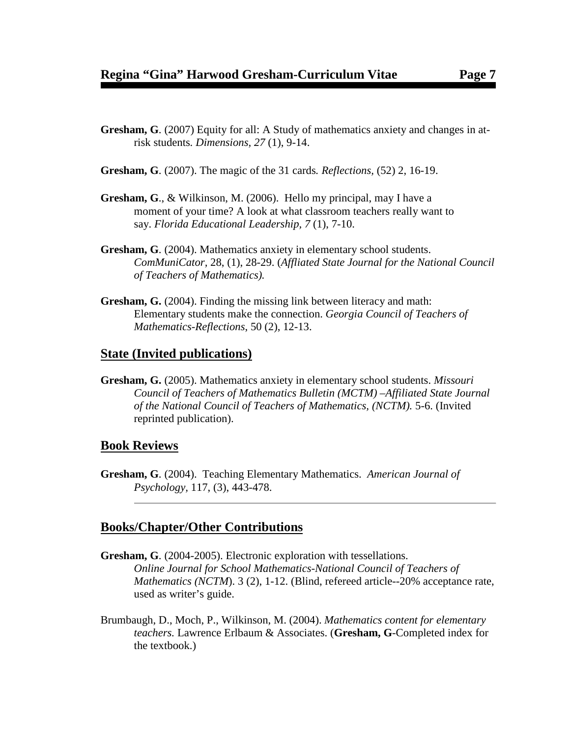**Gresham, G**. (2007) Equity for all: A Study of mathematics anxiety and changes in at-risk students. *Dimensions, 27* (1), 9-14.

**Gresham, G**. (2007). The magic of the 31 cards. *Reflections,* (52) 2, 16-19.

**Gresham, G**., & Wilkinson, M. (2006). Hello my principal, may I have a moment of your time? A look at what classroom teachers really want to say. *Florida Educational Leadership, 7* (1), 7-10.

**Gresham, G**. (2004). Mathematics anxiety in elementary school students. *ComMuniCator,* 28, (1), 28-29. (*Affliated State Journal for the National Council of Teachers of Mathematics).*

**Gresham, G.** (2004). Finding the missing link between literacy and math: Elementary students make the connection. *Georgia Council of Teachers of Mathematics-Reflections,* 50 (2), 12-13.

## State (Invited publications)

**Gresham, G.** (2005). Mathematics anxiety in elementary school students. *Missouri Council of Teachers of Mathematics Bulletin (MCTM) –Affiliated State Journal of the National Council of Teachers of Mathematics, (NCTM).* 5-6. (Invited reprinted publication).

## Book Reviews

**Gresham, G**. (2004). Teaching Elementary Mathematics. *American Journal of Psychology,* 117, (3), 443-478.

---

## Books/Chapter/Other Contributions

**Gresham, G**. (2004-2005). Electronic exploration with tessellations. *Online Journal for School Mathematics-National Council of Teachers of Mathematics (NCTM*). 3 (2), 1-12. (Blind, refereed article--20% acceptance rate, used as writer's guide.

Brumbaugh, D., Moch, P., Wilkinson, M. (2004). *Mathematics content for elementary teachers.* Lawrence Erlbaum & Associates. (**Gresham, G**-Completed index for the textbook.)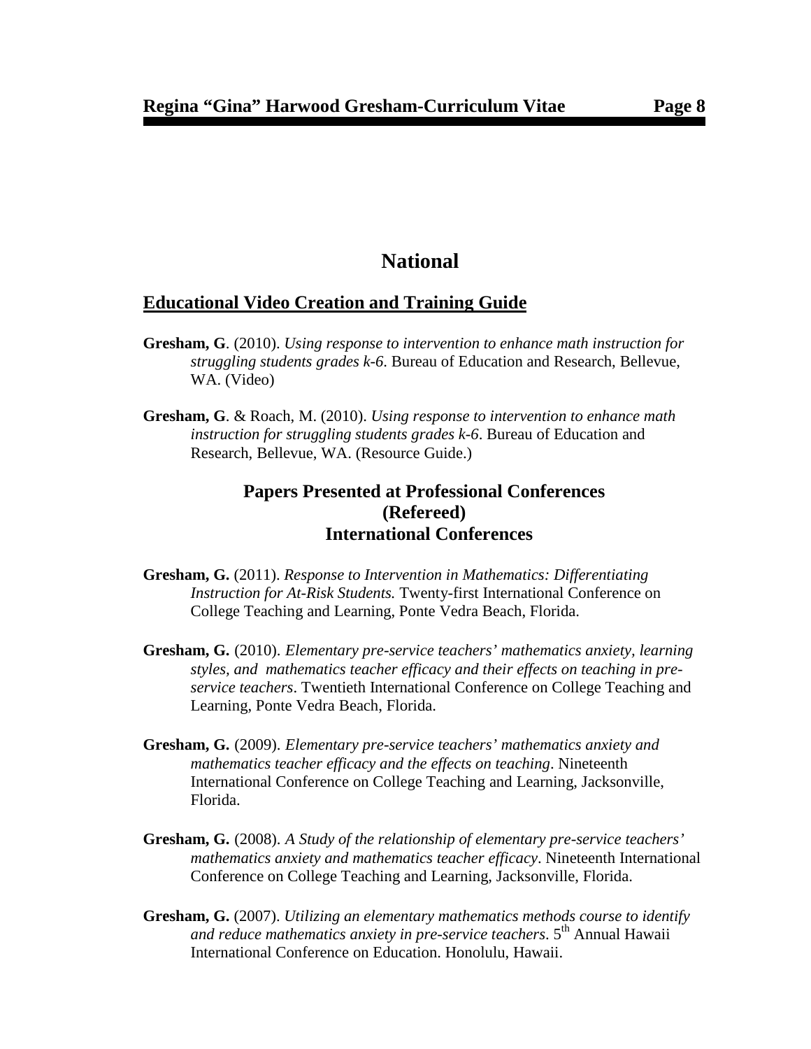## National

### Educational Video Creation and Training Guide

**Gresham, G**. (2010). *Using response to intervention to enhance math instruction for struggling students grades k-6*. Bureau of Education and Research, Bellevue, WA. (Video)

**Gresham, G**. & Roach, M. (2010). *Using response to intervention to enhance math instruction for struggling students grades k-6*. Bureau of Education and Research, Bellevue, WA. (Resource Guide.)

## Papers Presented at Professional Conferences (Refereed) International Conferences

**Gresham, G.** (2011). *Response to Intervention in Mathematics: Differentiating Instruction for At-Risk Students.* Twenty-first International Conference on College Teaching and Learning, Ponte Vedra Beach, Florida.

**Gresham, G.** (2010). *Elementary pre-service teachers' mathematics anxiety, learning styles, and mathematics teacher efficacy and their effects on teaching in pre-service teachers*. Twentieth International Conference on College Teaching and Learning, Ponte Vedra Beach, Florida.

**Gresham, G.** (2009). *Elementary pre-service teachers' mathematics anxiety and mathematics teacher efficacy and the effects on teaching*. Nineteenth International Conference on College Teaching and Learning, Jacksonville, Florida.

**Gresham, G.** (2008). *A Study of the relationship of elementary pre-service teachers' mathematics anxiety and mathematics teacher efficacy*. Nineteenth International Conference on College Teaching and Learning, Jacksonville, Florida.

**Gresham, G.** (2007). *Utilizing an elementary mathematics methods course to identify and reduce mathematics anxiety in pre-service teachers*. 5th Annual Hawaii International Conference on Education. Honolulu, Hawaii.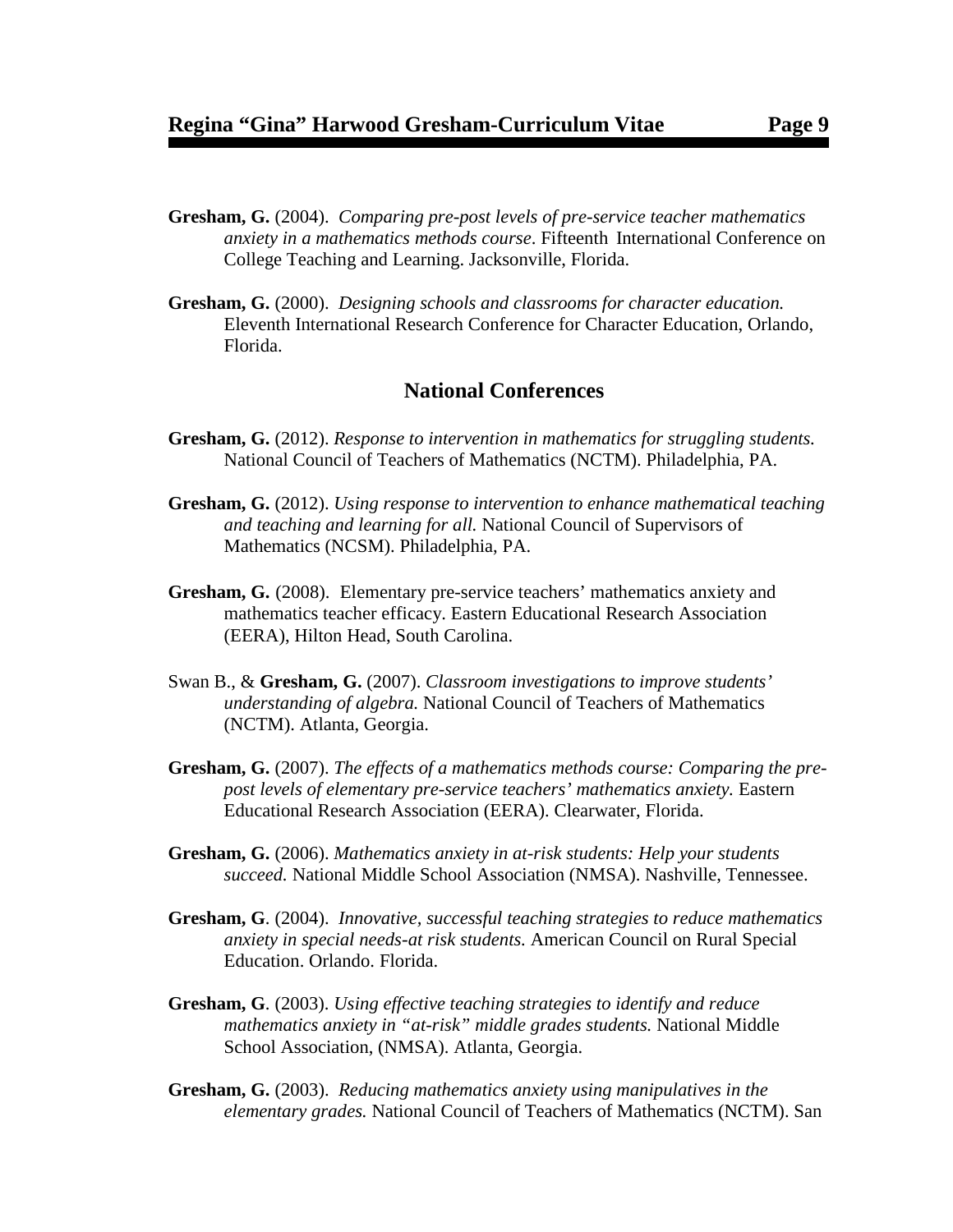**Gresham, G.** (2004). *Comparing pre-post levels of pre-service teacher mathematics anxiety in a mathematics methods course*. Fifteenth International Conference on College Teaching and Learning. Jacksonville, Florida.

**Gresham, G.** (2000). *Designing schools and classrooms for character education.* Eleventh International Research Conference for Character Education, Orlando, Florida.

## National Conferences

**Gresham, G.** (2012). *Response to intervention in mathematics for struggling students.* National Council of Teachers of Mathematics (NCTM). Philadelphia, PA.

**Gresham, G.** (2012). *Using response to intervention to enhance mathematical teaching and teaching and learning for all.* National Council of Supervisors of Mathematics (NCSM). Philadelphia, PA.

**Gresham, G.** (2008). Elementary pre-service teachers' mathematics anxiety and mathematics teacher efficacy. Eastern Educational Research Association (EERA), Hilton Head, South Carolina.

Swan B., & **Gresham, G.** (2007). *Classroom investigations to improve students' understanding of algebra.* National Council of Teachers of Mathematics (NCTM). Atlanta, Georgia.

**Gresham, G.** (2007). *The effects of a mathematics methods course: Comparing the pre-post levels of elementary pre-service teachers' mathematics anxiety.* Eastern Educational Research Association (EERA). Clearwater, Florida.

**Gresham, G.** (2006). *Mathematics anxiety in at-risk students: Help your students succeed.* National Middle School Association (NMSA). Nashville, Tennessee.

**Gresham, G**. (2004). *Innovative, successful teaching strategies to reduce mathematics anxiety in special needs-at risk students.* American Council on Rural Special Education. Orlando. Florida.

**Gresham, G**. (2003). *Using effective teaching strategies to identify and reduce mathematics anxiety in "at-risk" middle grades students.* National Middle School Association, (NMSA). Atlanta, Georgia.

**Gresham, G.** (2003). *Reducing mathematics anxiety using manipulatives in the elementary grades.* National Council of Teachers of Mathematics (NCTM). San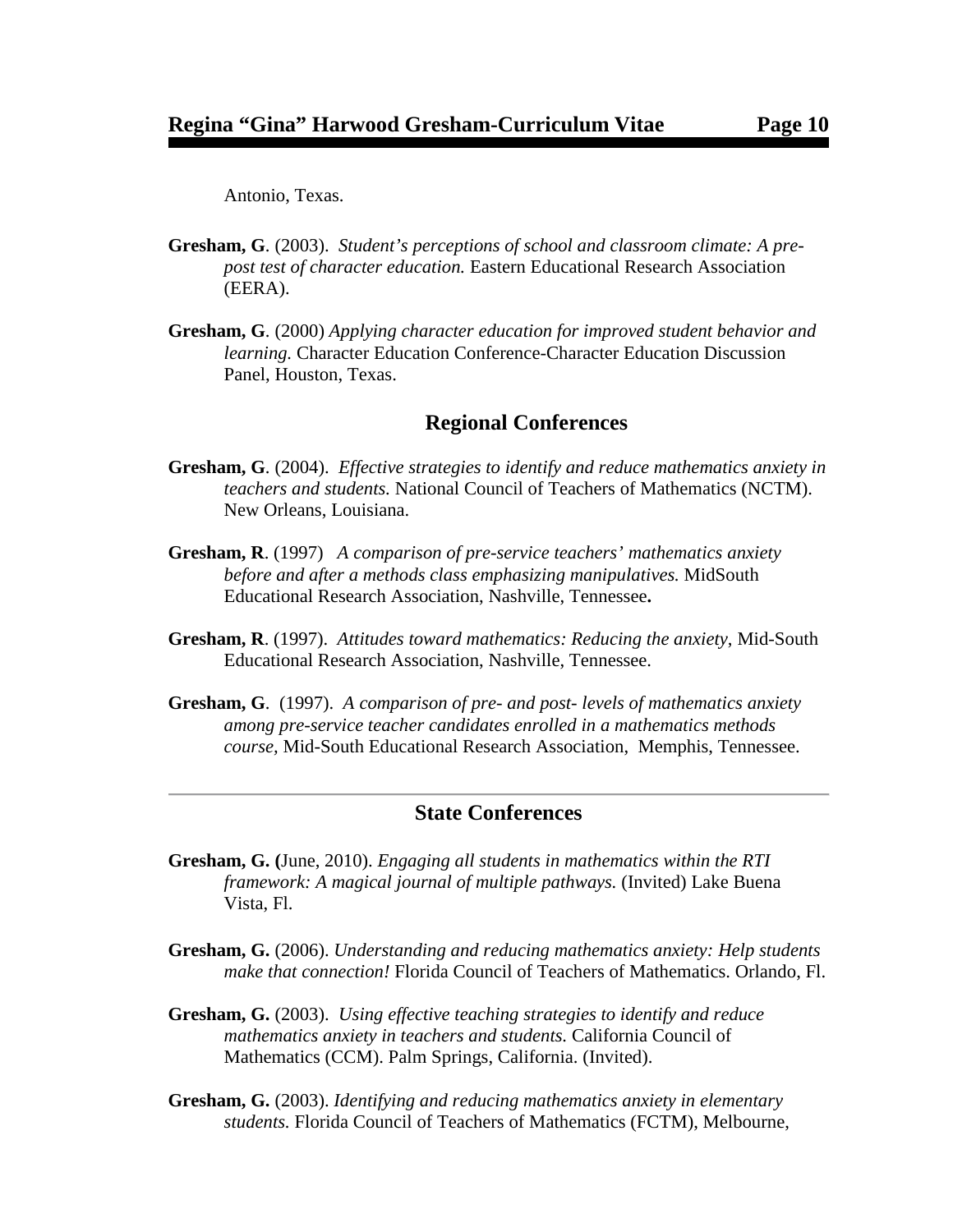Antonio, Texas.

**Gresham, G**. (2003). *Student's perceptions of school and classroom climate: A pre-post test of character education.* Eastern Educational Research Association (EERA).

**Gresham, G**. (2000) *Applying character education for improved student behavior and learning.* Character Education Conference-Character Education Discussion Panel, Houston, Texas.

## Regional Conferences

**Gresham, G**. (2004). *Effective strategies to identify and reduce mathematics anxiety in teachers and students.* National Council of Teachers of Mathematics (NCTM). New Orleans, Louisiana.

**Gresham, R**. (1997) *A comparison of pre-service teachers' mathematics anxiety before and after a methods class emphasizing manipulatives.* MidSouth Educational Research Association, Nashville, Tennessee**.**

**Gresham, R**. (1997). *Attitudes toward mathematics: Reducing the anxiety*, Mid-South Educational Research Association, Nashville, Tennessee.

**Gresham, G**. (1997). *A comparison of pre- and post- levels of mathematics anxiety among pre-service teacher candidates enrolled in a mathematics methods course,* Mid-South Educational Research Association, Memphis, Tennessee.

---

## State Conferences

**Gresham, G. (**June, 2010). *Engaging all students in mathematics within the RTI framework: A magical journal of multiple pathways.* (Invited) Lake Buena Vista, Fl.

**Gresham, G.** (2006). *Understanding and reducing mathematics anxiety: Help students make that connection!* Florida Council of Teachers of Mathematics. Orlando, Fl.

**Gresham, G.** (2003). *Using effective teaching strategies to identify and reduce mathematics anxiety in teachers and students.* California Council of Mathematics (CCM). Palm Springs, California. (Invited).

**Gresham, G.** (2003). *Identifying and reducing mathematics anxiety in elementary students.* Florida Council of Teachers of Mathematics (FCTM), Melbourne,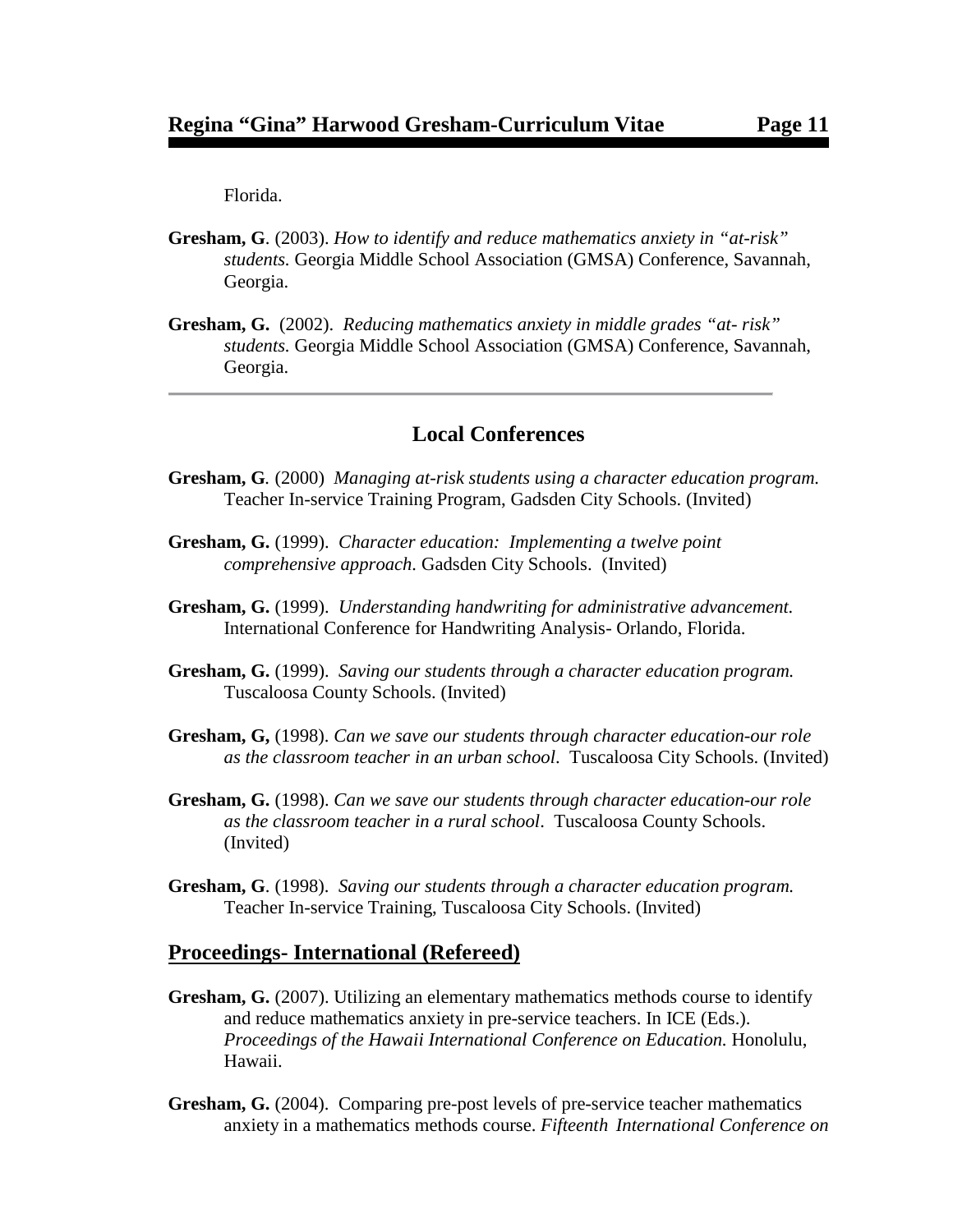Florida.

**Gresham, G**. (2003). *How to identify and reduce mathematics anxiety in "at-risk" students.* Georgia Middle School Association (GMSA) Conference, Savannah, Georgia.

**Gresham, G.** (2002). *Reducing mathematics anxiety in middle grades "at- risk" students.* Georgia Middle School Association (GMSA) Conference, Savannah, Georgia.

---

## Local Conferences

**Gresham, G**. (2000) *Managing at-risk students using a character education program.* Teacher In-service Training Program, Gadsden City Schools. (Invited)

**Gresham, G.** (1999). *Character education: Implementing a twelve point comprehensive approach.* Gadsden City Schools. (Invited)

**Gresham, G.** (1999). *Understanding handwriting for administrative advancement.* International Conference for Handwriting Analysis- Orlando, Florida.

**Gresham, G.** (1999). *Saving our students through a character education program.* Tuscaloosa County Schools. (Invited)

**Gresham, G,** (1998). *Can we save our students through character education-our role as the classroom teacher in an urban school*. Tuscaloosa City Schools. (Invited)

**Gresham, G.** (1998). *Can we save our students through character education-our role as the classroom teacher in a rural school*. Tuscaloosa County Schools. (Invited)

**Gresham, G**. (1998). *Saving our students through a character education program.* Teacher In-service Training, Tuscaloosa City Schools. (Invited)

## Proceedings- International (Refereed)

**Gresham, G.** (2007). Utilizing an elementary mathematics methods course to identify and reduce mathematics anxiety in pre-service teachers. In ICE (Eds.). *Proceedings of the Hawaii International Conference on Education.* Honolulu, Hawaii.

**Gresham, G.** (2004). Comparing pre-post levels of pre-service teacher mathematics anxiety in a mathematics methods course. *Fifteenth International Conference on*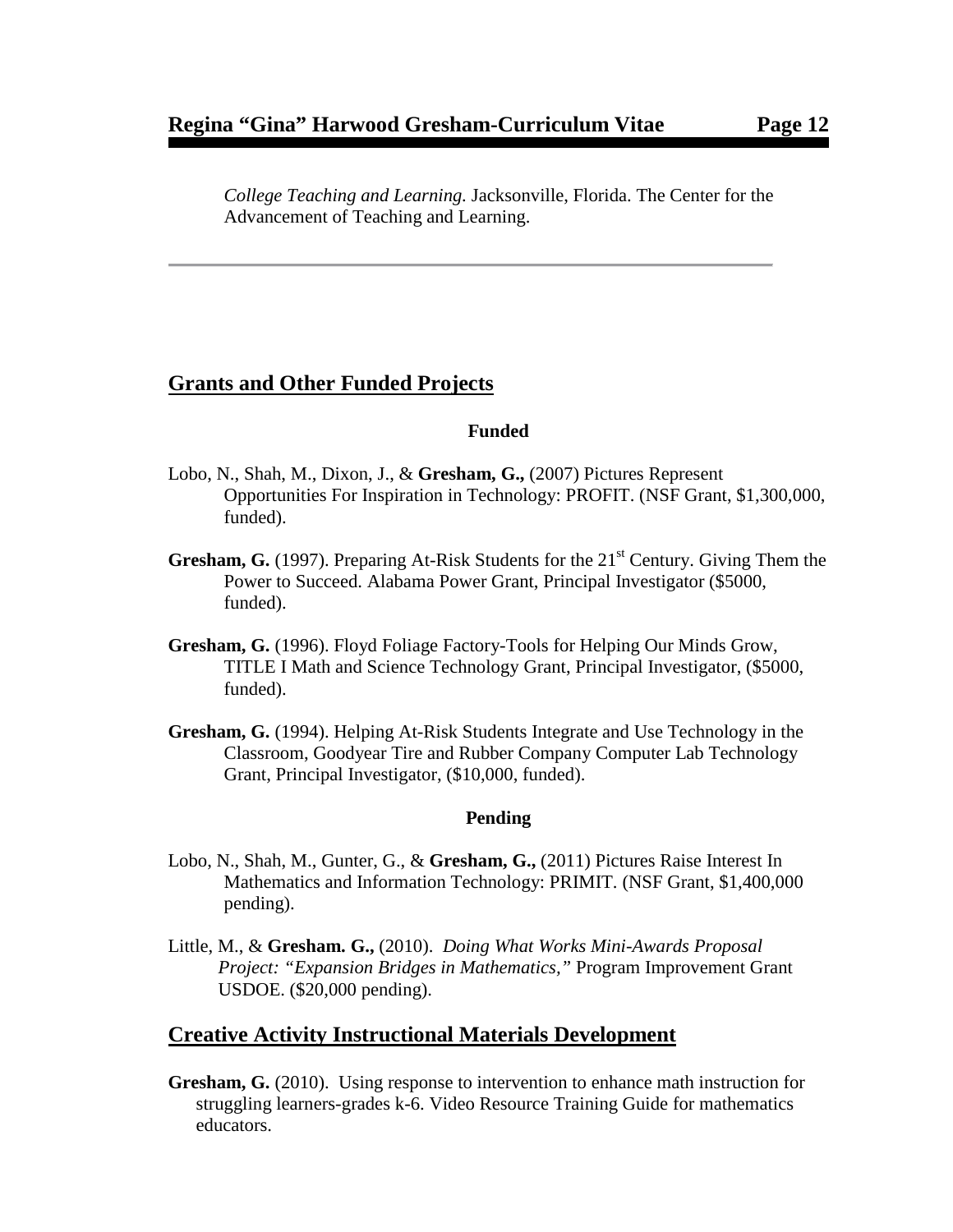*College Teaching and Learning.* Jacksonville, Florida. The Center for the Advancement of Teaching and Learning.

---

## Grants and Other Funded Projects

**Funded**

Lobo, N., Shah, M., Dixon, J., & **Gresham, G.,** (2007) Pictures Represent Opportunities For Inspiration in Technology: PROFIT. (NSF Grant, $1,300,000, funded).

**Gresham, G.** (1997). Preparing At-Risk Students for the 21st Century. Giving Them the Power to Succeed. Alabama Power Grant, Principal Investigator ($5000, funded).

**Gresham, G.** (1996). Floyd Foliage Factory-Tools for Helping Our Minds Grow, TITLE I Math and Science Technology Grant, Principal Investigator, ($5000, funded).

**Gresham, G.** (1994). Helping At-Risk Students Integrate and Use Technology in the Classroom, Goodyear Tire and Rubber Company Computer Lab Technology Grant, Principal Investigator, ($10,000, funded).

**Pending**

Lobo, N., Shah, M., Gunter, G., & **Gresham, G.,** (2011) Pictures Raise Interest In Mathematics and Information Technology: PRIMIT. (NSF Grant, $1,400,000 pending).

Little, M., & **Gresham. G.,** (2010). *Doing What Works Mini-Awards Proposal Project: "Expansion Bridges in Mathematics,"* Program Improvement Grant USDOE. ($20,000 pending).

## Creative Activity Instructional Materials Development

**Gresham, G.** (2010). Using response to intervention to enhance math instruction for struggling learners-grades k-6. Video Resource Training Guide for mathematics educators.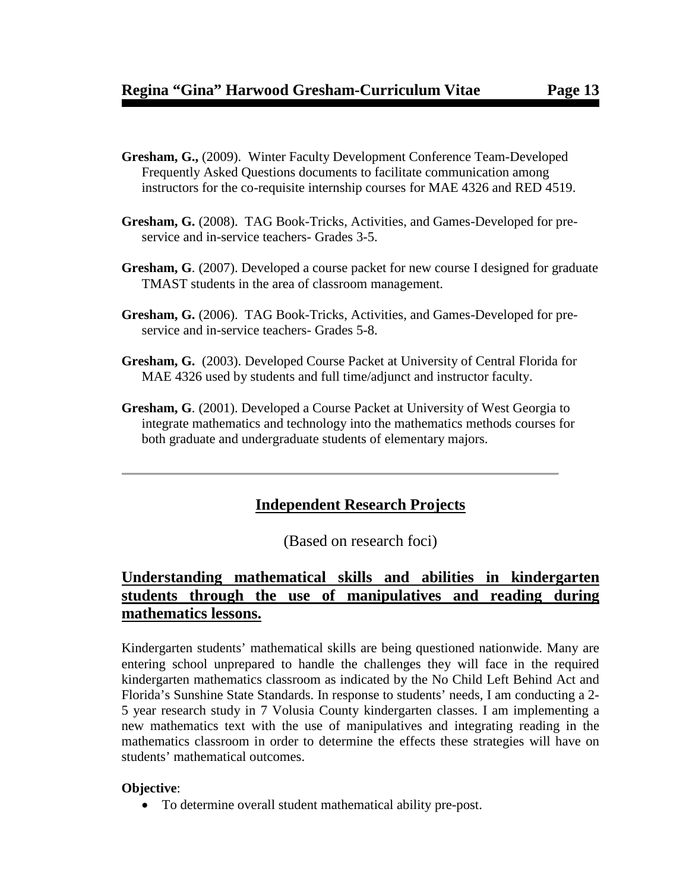**Gresham, G.,** (2009). Winter Faculty Development Conference Team-Developed Frequently Asked Questions documents to facilitate communication among instructors for the co-requisite internship courses for MAE 4326 and RED 4519.

**Gresham, G.** (2008). TAG Book-Tricks, Activities, and Games-Developed for pre-service and in-service teachers- Grades 3-5.

**Gresham, G**. (2007). Developed a course packet for new course I designed for graduate TMAST students in the area of classroom management.

**Gresham, G.** (2006). TAG Book-Tricks, Activities, and Games-Developed for pre-service and in-service teachers- Grades 5-8.

**Gresham, G.** (2003). Developed Course Packet at University of Central Florida for MAE 4326 used by students and full time/adjunct and instructor faculty.

**Gresham, G**. (2001). Developed a Course Packet at University of West Georgia to integrate mathematics and technology into the mathematics methods courses for both graduate and undergraduate students of elementary majors.

---

## Independent Research Projects

(Based on research foci)

### Understanding mathematical skills and abilities in kindergarten students through the use of manipulatives and reading during mathematics lessons.

Kindergarten students' mathematical skills are being questioned nationwide. Many are entering school unprepared to handle the challenges they will face in the required kindergarten mathematics classroom as indicated by the No Child Left Behind Act and Florida's Sunshine State Standards. In response to students' needs, I am conducting a 2-5 year research study in 7 Volusia County kindergarten classes. I am implementing a new mathematics text with the use of manipulatives and integrating reading in the mathematics classroom in order to determine the effects these strategies will have on students' mathematical outcomes.

**Objective**:

- To determine overall student mathematical ability pre-post.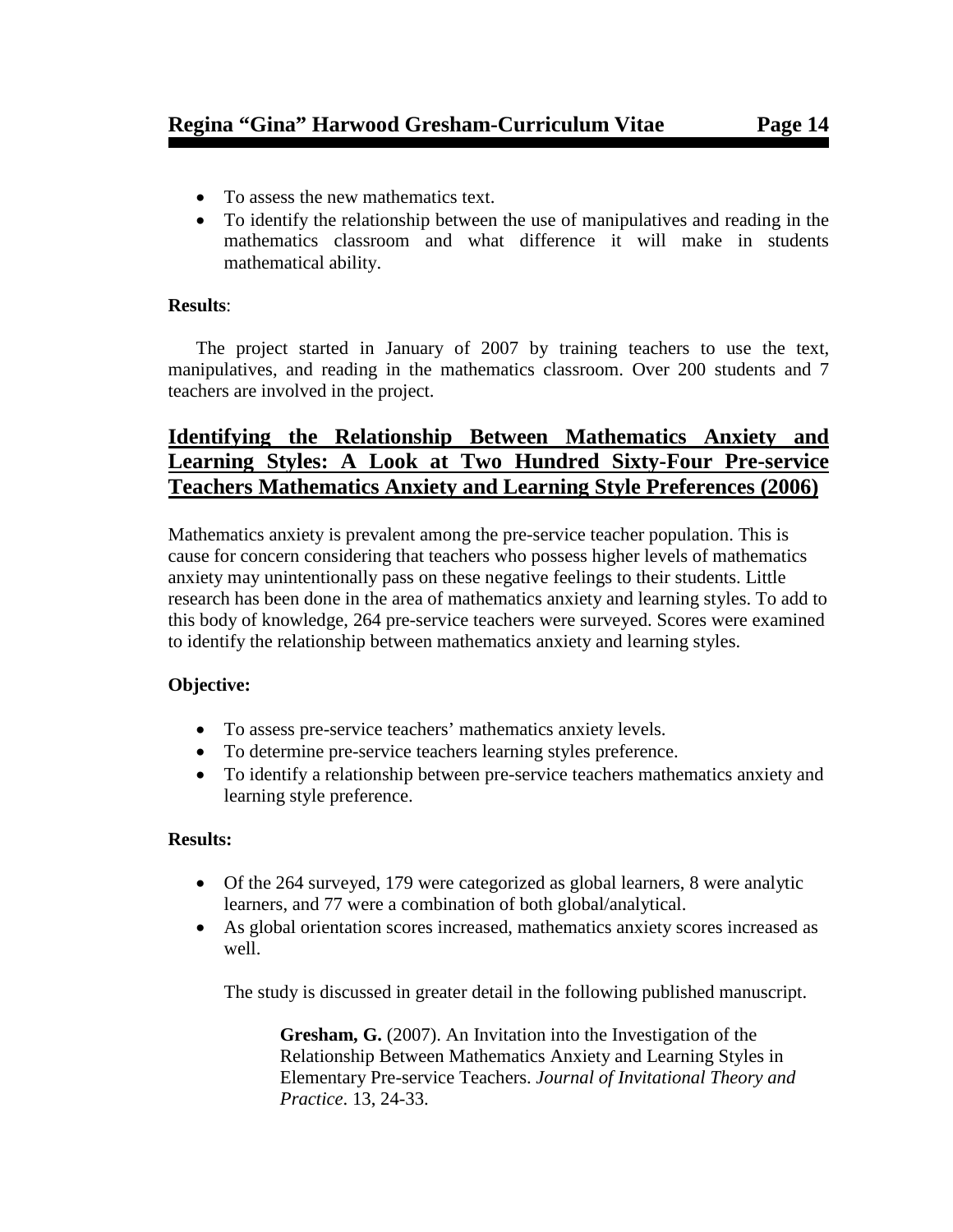- To assess the new mathematics text.
- To identify the relationship between the use of manipulatives and reading in the mathematics classroom and what difference it will make in students mathematical ability.

**Results**:

The project started in January of 2007 by training teachers to use the text, manipulatives, and reading in the mathematics classroom. Over 200 students and 7 teachers are involved in the project.

## Identifying the Relationship Between Mathematics Anxiety and Learning Styles: A Look at Two Hundred Sixty-Four Pre-service Teachers Mathematics Anxiety and Learning Style Preferences (2006)

Mathematics anxiety is prevalent among the pre-service teacher population. This is cause for concern considering that teachers who possess higher levels of mathematics anxiety may unintentionally pass on these negative feelings to their students. Little research has been done in the area of mathematics anxiety and learning styles. To add to this body of knowledge, 264 pre-service teachers were surveyed. Scores were examined to identify the relationship between mathematics anxiety and learning styles.

**Objective:**

- To assess pre-service teachers' mathematics anxiety levels.
- To determine pre-service teachers learning styles preference.
- To identify a relationship between pre-service teachers mathematics anxiety and learning style preference.

**Results:**

- Of the 264 surveyed, 179 were categorized as global learners, 8 were analytic learners, and 77 were a combination of both global/analytical.
- As global orientation scores increased, mathematics anxiety scores increased as well.

The study is discussed in greater detail in the following published manuscript.

> **Gresham, G.** (2007). An Invitation into the Investigation of the Relationship Between Mathematics Anxiety and Learning Styles in Elementary Pre-service Teachers. *Journal of Invitational Theory and Practice*. 13, 24-33.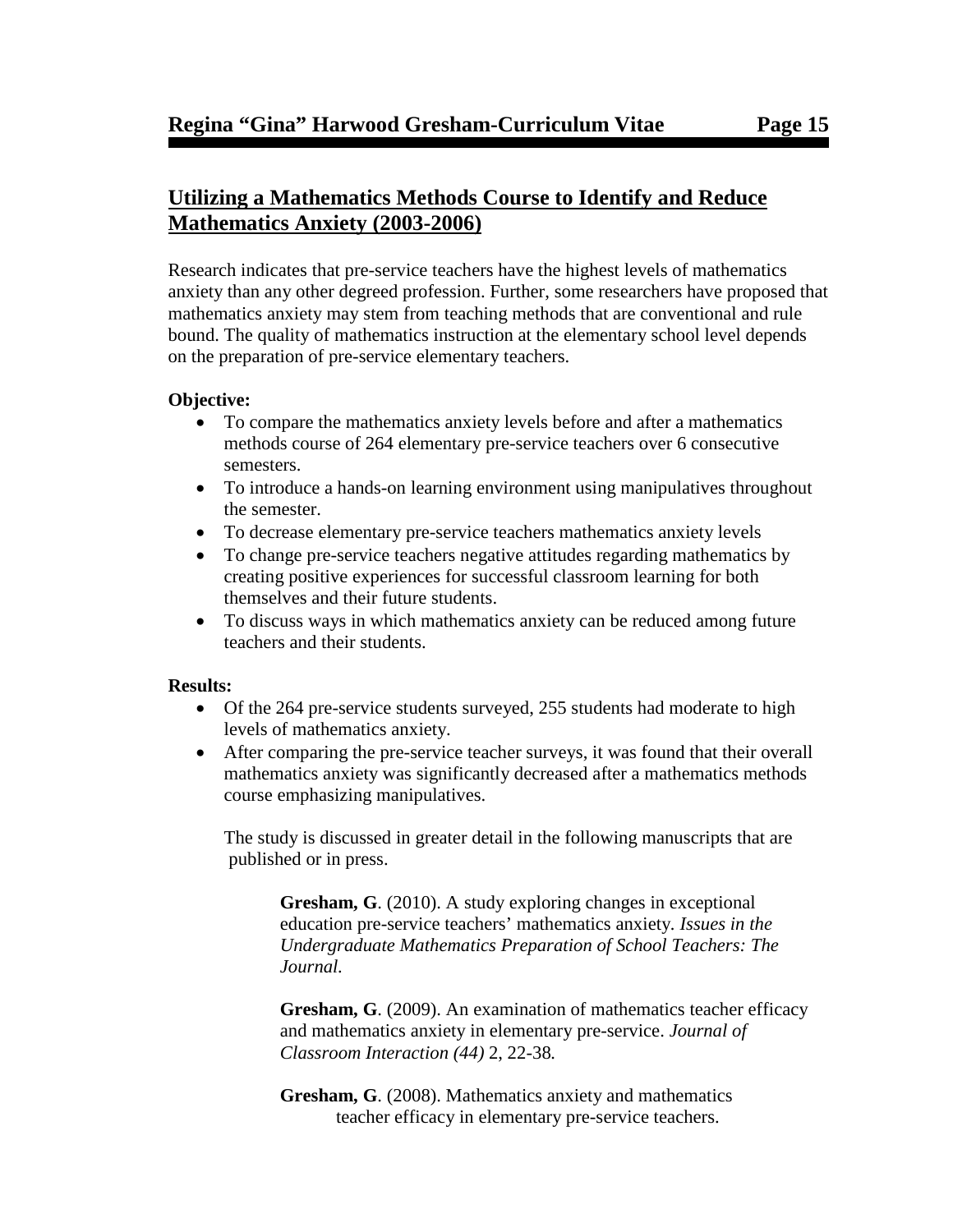## Utilizing a Mathematics Methods Course to Identify and Reduce Mathematics Anxiety (2003-2006)

Research indicates that pre-service teachers have the highest levels of mathematics anxiety than any other degreed profession. Further, some researchers have proposed that mathematics anxiety may stem from teaching methods that are conventional and rule bound. The quality of mathematics instruction at the elementary school level depends on the preparation of pre-service elementary teachers.

**Objective:**

- To compare the mathematics anxiety levels before and after a mathematics methods course of 264 elementary pre-service teachers over 6 consecutive semesters.
- To introduce a hands-on learning environment using manipulatives throughout the semester.
- To decrease elementary pre-service teachers mathematics anxiety levels
- To change pre-service teachers negative attitudes regarding mathematics by creating positive experiences for successful classroom learning for both themselves and their future students.
- To discuss ways in which mathematics anxiety can be reduced among future teachers and their students.

**Results:**

- Of the 264 pre-service students surveyed, 255 students had moderate to high levels of mathematics anxiety.
- After comparing the pre-service teacher surveys, it was found that their overall mathematics anxiety was significantly decreased after a mathematics methods course emphasizing manipulatives.

  The study is discussed in greater detail in the following manuscripts that are published or in press.

  **Gresham, G**. (2010). A study exploring changes in exceptional education pre-service teachers' mathematics anxiety. *Issues in the Undergraduate Mathematics Preparation of School Teachers: The Journal.*

  **Gresham, G**. (2009). An examination of mathematics teacher efficacy and mathematics anxiety in elementary pre-service. *Journal of Classroom Interaction (44)* 2, 22-38*.*

  **Gresham, G**. (2008). Mathematics anxiety and mathematics teacher efficacy in elementary pre-service teachers.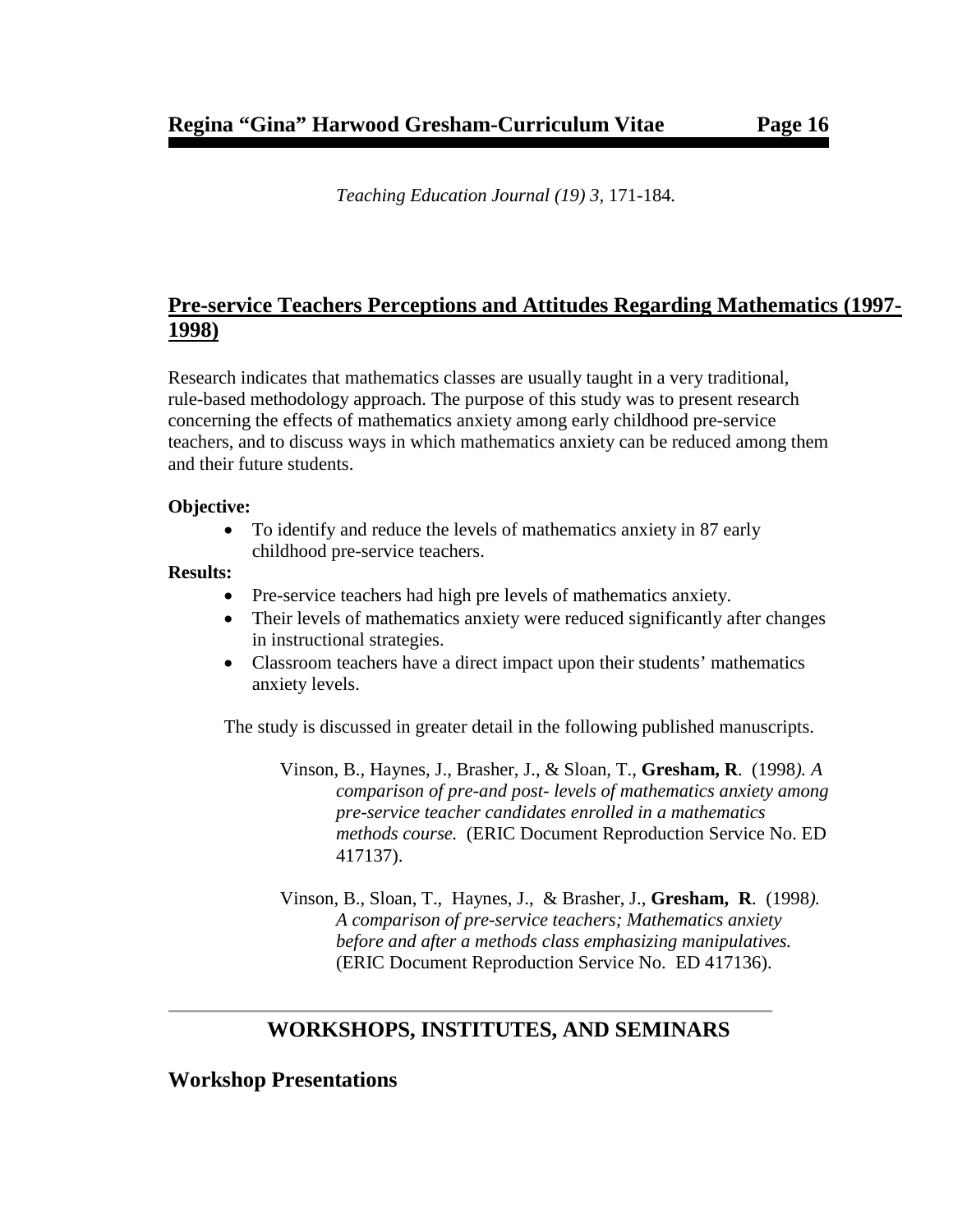*Teaching Education Journal (19) 3,* 171-184.

## Pre-service Teachers Perceptions and Attitudes Regarding Mathematics (1997-1998)

Research indicates that mathematics classes are usually taught in a very traditional, rule-based methodology approach. The purpose of this study was to present research concerning the effects of mathematics anxiety among early childhood pre-service teachers, and to discuss ways in which mathematics anxiety can be reduced among them and their future students.

**Objective:**

- To identify and reduce the levels of mathematics anxiety in 87 early childhood pre-service teachers.

**Results:**

- Pre-service teachers had high pre levels of mathematics anxiety.
- Their levels of mathematics anxiety were reduced significantly after changes in instructional strategies.
- Classroom teachers have a direct impact upon their students' mathematics anxiety levels.

The study is discussed in greater detail in the following published manuscripts.

Vinson, B., Haynes, J., Brasher, J., & Sloan, T., **Gresham, R**. (1998*). A comparison of pre-and post- levels of mathematics anxiety among pre-service teacher candidates enrolled in a mathematics methods course.* (ERIC Document Reproduction Service No. ED 417137).

Vinson, B., Sloan, T., Haynes, J., & Brasher, J., **Gresham, R**. (1998*). A comparison of pre-service teachers; Mathematics anxiety before and after a methods class emphasizing manipulatives.* (ERIC Document Reproduction Service No. ED 417136).

---

## WORKSHOPS, INSTITUTES, AND SEMINARS

### Workshop Presentations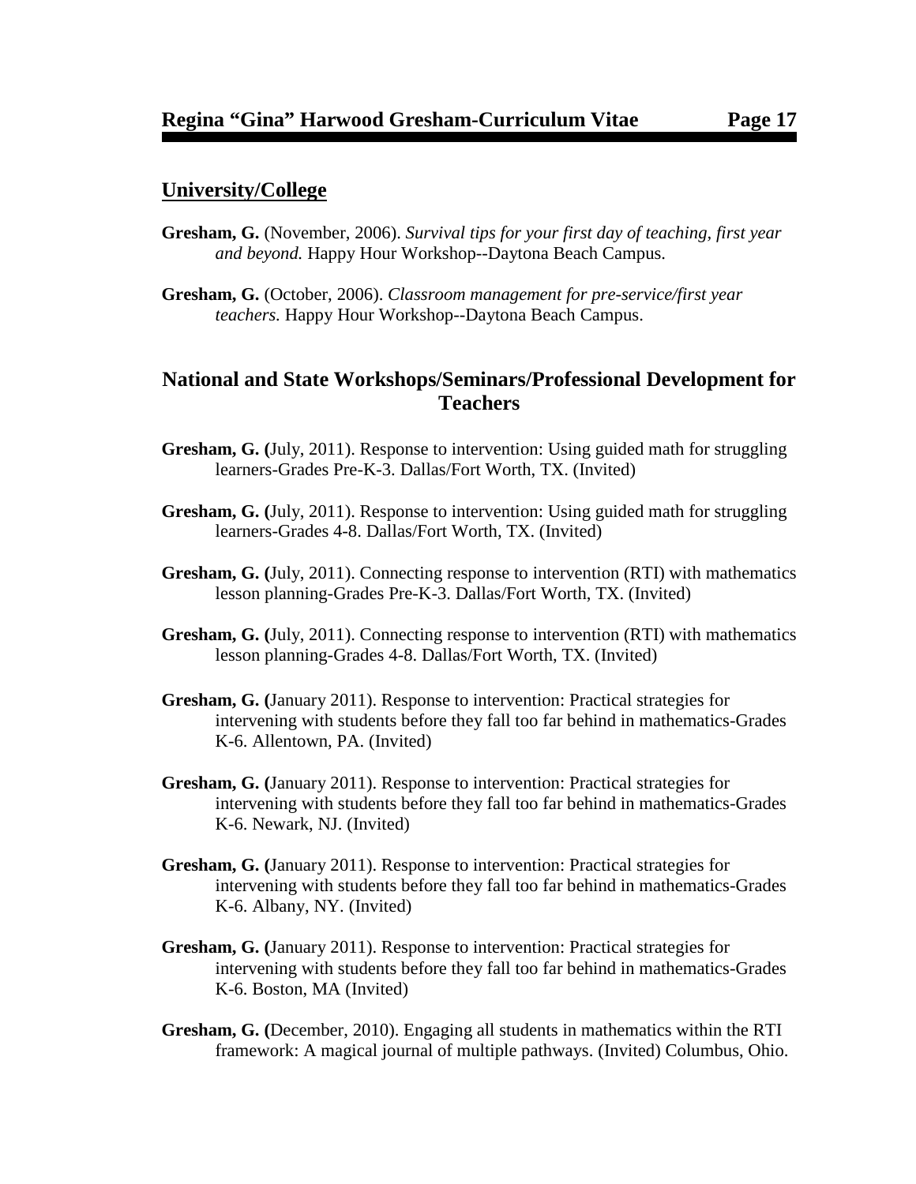## University/College

**Gresham, G.** (November, 2006). *Survival tips for your first day of teaching, first year and beyond.* Happy Hour Workshop--Daytona Beach Campus.

**Gresham, G.** (October, 2006). *Classroom management for pre-service/first year teachers.* Happy Hour Workshop--Daytona Beach Campus.

## National and State Workshops/Seminars/Professional Development for Teachers

**Gresham, G. (**July, 2011). Response to intervention: Using guided math for struggling learners-Grades Pre-K-3. Dallas/Fort Worth, TX. (Invited)

**Gresham, G. (**July, 2011). Response to intervention: Using guided math for struggling learners-Grades 4-8. Dallas/Fort Worth, TX. (Invited)

**Gresham, G. (**July, 2011). Connecting response to intervention (RTI) with mathematics lesson planning-Grades Pre-K-3. Dallas/Fort Worth, TX. (Invited)

**Gresham, G. (**July, 2011). Connecting response to intervention (RTI) with mathematics lesson planning-Grades 4-8. Dallas/Fort Worth, TX. (Invited)

**Gresham, G. (**January 2011). Response to intervention: Practical strategies for intervening with students before they fall too far behind in mathematics-Grades K-6. Allentown, PA. (Invited)

**Gresham, G. (**January 2011). Response to intervention: Practical strategies for intervening with students before they fall too far behind in mathematics-Grades K-6. Newark, NJ. (Invited)

**Gresham, G. (**January 2011). Response to intervention: Practical strategies for intervening with students before they fall too far behind in mathematics-Grades K-6. Albany, NY. (Invited)

**Gresham, G. (**January 2011). Response to intervention: Practical strategies for intervening with students before they fall too far behind in mathematics-Grades K-6. Boston, MA (Invited)

**Gresham, G. (**December, 2010). Engaging all students in mathematics within the RTI framework: A magical journal of multiple pathways. (Invited) Columbus, Ohio.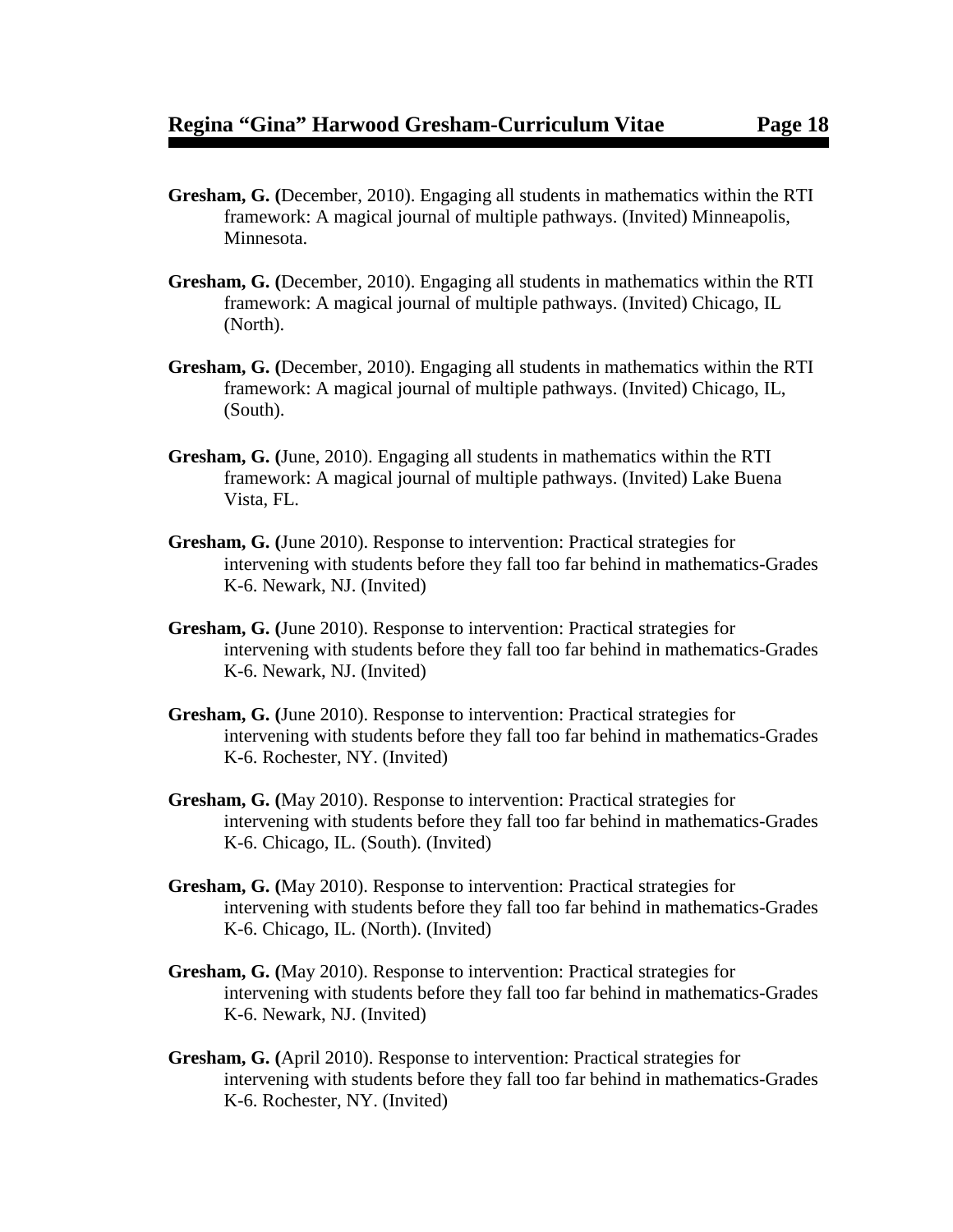**Gresham, G. (**December, 2010). Engaging all students in mathematics within the RTI framework: A magical journal of multiple pathways. (Invited) Minneapolis, Minnesota.

**Gresham, G. (**December, 2010). Engaging all students in mathematics within the RTI framework: A magical journal of multiple pathways. (Invited) Chicago, IL (North).

**Gresham, G. (**December, 2010). Engaging all students in mathematics within the RTI framework: A magical journal of multiple pathways. (Invited) Chicago, IL, (South).

**Gresham, G. (**June, 2010). Engaging all students in mathematics within the RTI framework: A magical journal of multiple pathways. (Invited) Lake Buena Vista, FL.

**Gresham, G. (**June 2010). Response to intervention: Practical strategies for intervening with students before they fall too far behind in mathematics-Grades K-6. Newark, NJ. (Invited)

**Gresham, G. (**June 2010). Response to intervention: Practical strategies for intervening with students before they fall too far behind in mathematics-Grades K-6. Newark, NJ. (Invited)

**Gresham, G. (**June 2010). Response to intervention: Practical strategies for intervening with students before they fall too far behind in mathematics-Grades K-6. Rochester, NY. (Invited)

**Gresham, G. (**May 2010). Response to intervention: Practical strategies for intervening with students before they fall too far behind in mathematics-Grades K-6. Chicago, IL. (South). (Invited)

**Gresham, G. (**May 2010). Response to intervention: Practical strategies for intervening with students before they fall too far behind in mathematics-Grades K-6. Chicago, IL. (North). (Invited)

**Gresham, G. (**May 2010). Response to intervention: Practical strategies for intervening with students before they fall too far behind in mathematics-Grades K-6. Newark, NJ. (Invited)

**Gresham, G. (**April 2010). Response to intervention: Practical strategies for intervening with students before they fall too far behind in mathematics-Grades K-6. Rochester, NY. (Invited)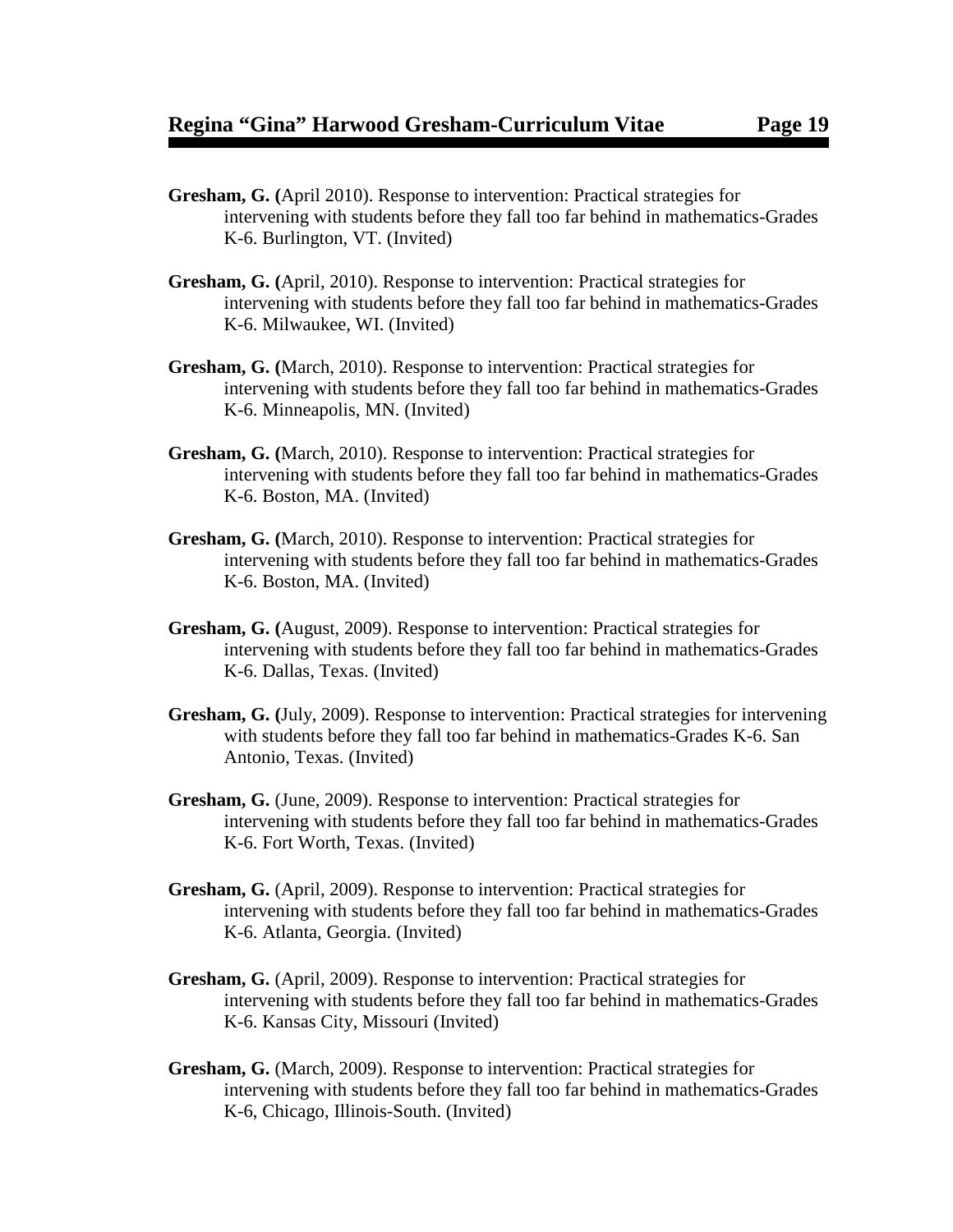**Gresham, G. (**April 2010). Response to intervention: Practical strategies for intervening with students before they fall too far behind in mathematics-Grades K-6. Burlington, VT. (Invited)

**Gresham, G. (**April, 2010). Response to intervention: Practical strategies for intervening with students before they fall too far behind in mathematics-Grades K-6. Milwaukee, WI. (Invited)

**Gresham, G. (**March, 2010). Response to intervention: Practical strategies for intervening with students before they fall too far behind in mathematics-Grades K-6. Minneapolis, MN. (Invited)

**Gresham, G. (**March, 2010). Response to intervention: Practical strategies for intervening with students before they fall too far behind in mathematics-Grades K-6. Boston, MA. (Invited)

**Gresham, G. (**March, 2010). Response to intervention: Practical strategies for intervening with students before they fall too far behind in mathematics-Grades K-6. Boston, MA. (Invited)

**Gresham, G. (**August, 2009). Response to intervention: Practical strategies for intervening with students before they fall too far behind in mathematics-Grades K-6. Dallas, Texas. (Invited)

**Gresham, G. (**July, 2009). Response to intervention: Practical strategies for intervening with students before they fall too far behind in mathematics-Grades K-6. San Antonio, Texas. (Invited)

**Gresham, G.** (June, 2009). Response to intervention: Practical strategies for intervening with students before they fall too far behind in mathematics-Grades K-6. Fort Worth, Texas. (Invited)

**Gresham, G.** (April, 2009). Response to intervention: Practical strategies for intervening with students before they fall too far behind in mathematics-Grades K-6. Atlanta, Georgia. (Invited)

**Gresham, G.** (April, 2009). Response to intervention: Practical strategies for intervening with students before they fall too far behind in mathematics-Grades K-6. Kansas City, Missouri (Invited)

**Gresham, G.** (March, 2009). Response to intervention: Practical strategies for intervening with students before they fall too far behind in mathematics-Grades K-6, Chicago, Illinois-South. (Invited)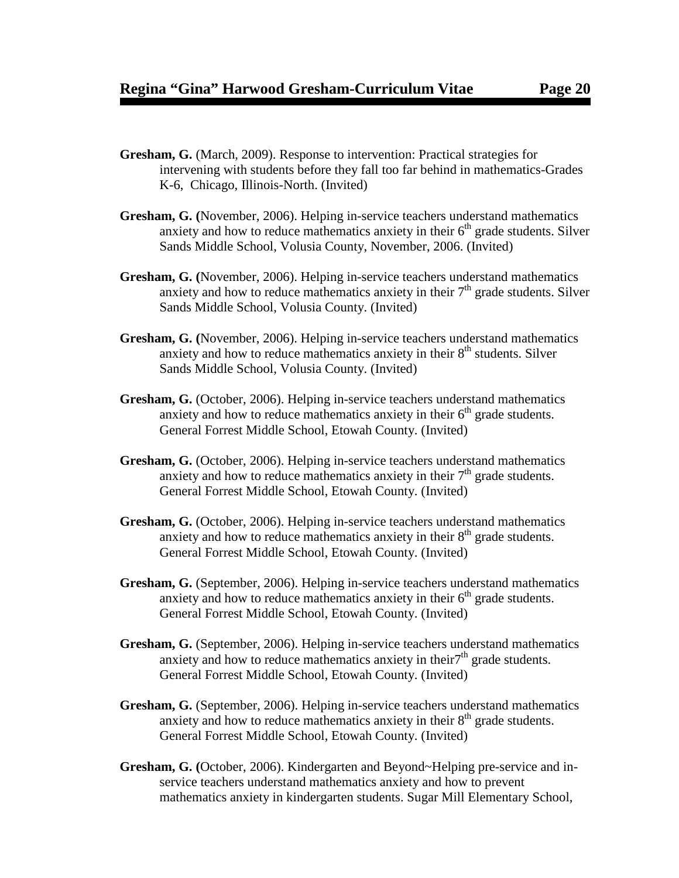**Gresham, G.** (March, 2009). Response to intervention: Practical strategies for intervening with students before they fall too far behind in mathematics-Grades K-6, Chicago, Illinois-North. (Invited)

**Gresham, G. (**November, 2006). Helping in-service teachers understand mathematics anxiety and how to reduce mathematics anxiety in their 6th grade students. Silver Sands Middle School, Volusia County, November, 2006. (Invited)

**Gresham, G. (**November, 2006). Helping in-service teachers understand mathematics anxiety and how to reduce mathematics anxiety in their 7th grade students. Silver Sands Middle School, Volusia County. (Invited)

**Gresham, G. (**November, 2006). Helping in-service teachers understand mathematics anxiety and how to reduce mathematics anxiety in their 8th students. Silver Sands Middle School, Volusia County. (Invited)

**Gresham, G.** (October, 2006). Helping in-service teachers understand mathematics anxiety and how to reduce mathematics anxiety in their 6th grade students. General Forrest Middle School, Etowah County. (Invited)

**Gresham, G.** (October, 2006). Helping in-service teachers understand mathematics anxiety and how to reduce mathematics anxiety in their 7th grade students. General Forrest Middle School, Etowah County. (Invited)

**Gresham, G.** (October, 2006). Helping in-service teachers understand mathematics anxiety and how to reduce mathematics anxiety in their 8th grade students. General Forrest Middle School, Etowah County. (Invited)

**Gresham, G.** (September, 2006). Helping in-service teachers understand mathematics anxiety and how to reduce mathematics anxiety in their 6th grade students. General Forrest Middle School, Etowah County. (Invited)

**Gresham, G.** (September, 2006). Helping in-service teachers understand mathematics anxiety and how to reduce mathematics anxiety in their7th grade students. General Forrest Middle School, Etowah County. (Invited)

**Gresham, G.** (September, 2006). Helping in-service teachers understand mathematics anxiety and how to reduce mathematics anxiety in their 8th grade students. General Forrest Middle School, Etowah County. (Invited)

**Gresham, G. (**October, 2006). Kindergarten and Beyond~Helping pre-service and in-service teachers understand mathematics anxiety and how to prevent mathematics anxiety in kindergarten students. Sugar Mill Elementary School,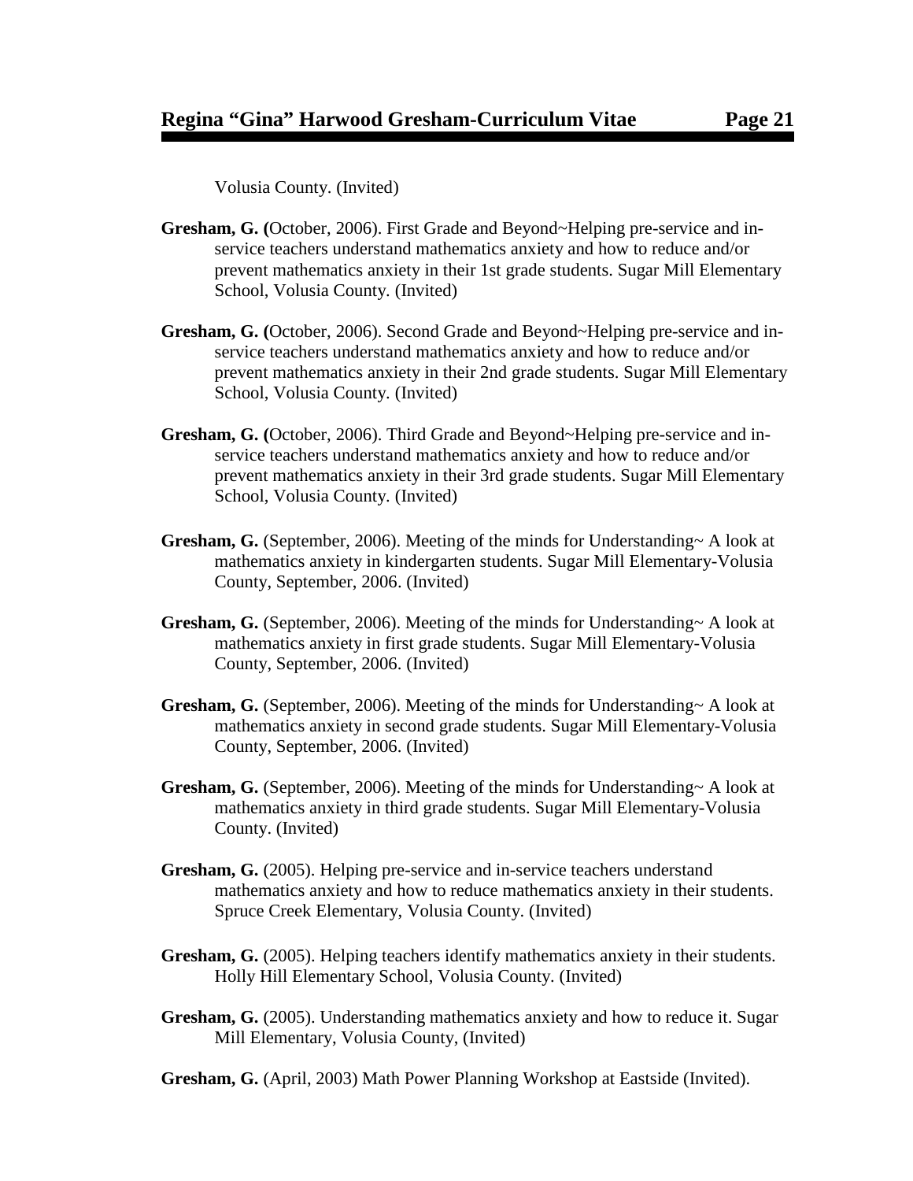Volusia County. (Invited)

**Gresham, G. (**October, 2006). First Grade and Beyond~Helping pre-service and in-service teachers understand mathematics anxiety and how to reduce and/or prevent mathematics anxiety in their 1st grade students. Sugar Mill Elementary School, Volusia County. (Invited)

**Gresham, G. (**October, 2006). Second Grade and Beyond~Helping pre-service and in-service teachers understand mathematics anxiety and how to reduce and/or prevent mathematics anxiety in their 2nd grade students. Sugar Mill Elementary School, Volusia County. (Invited)

**Gresham, G. (**October, 2006). Third Grade and Beyond~Helping pre-service and in-service teachers understand mathematics anxiety and how to reduce and/or prevent mathematics anxiety in their 3rd grade students. Sugar Mill Elementary School, Volusia County. (Invited)

**Gresham, G.** (September, 2006). Meeting of the minds for Understanding~ A look at mathematics anxiety in kindergarten students. Sugar Mill Elementary-Volusia County, September, 2006. (Invited)

**Gresham, G.** (September, 2006). Meeting of the minds for Understanding~ A look at mathematics anxiety in first grade students. Sugar Mill Elementary-Volusia County, September, 2006. (Invited)

**Gresham, G.** (September, 2006). Meeting of the minds for Understanding~ A look at mathematics anxiety in second grade students. Sugar Mill Elementary-Volusia County, September, 2006. (Invited)

**Gresham, G.** (September, 2006). Meeting of the minds for Understanding~ A look at mathematics anxiety in third grade students. Sugar Mill Elementary-Volusia County. (Invited)

**Gresham, G.** (2005). Helping pre-service and in-service teachers understand mathematics anxiety and how to reduce mathematics anxiety in their students. Spruce Creek Elementary, Volusia County. (Invited)

**Gresham, G.** (2005). Helping teachers identify mathematics anxiety in their students. Holly Hill Elementary School, Volusia County. (Invited)

**Gresham, G.** (2005). Understanding mathematics anxiety and how to reduce it. Sugar Mill Elementary, Volusia County, (Invited)

**Gresham, G.** (April, 2003) Math Power Planning Workshop at Eastside (Invited).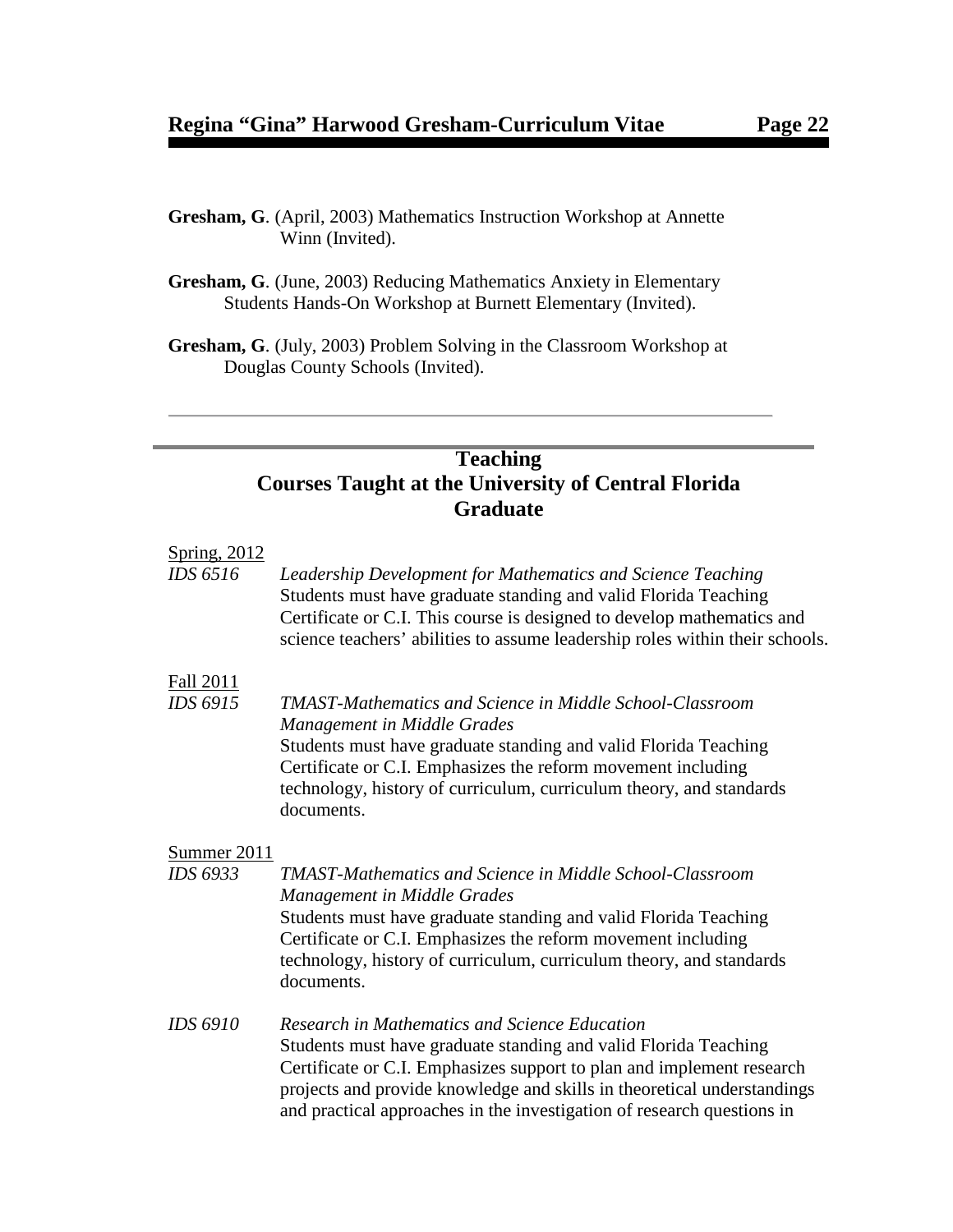**Gresham, G**. (April, 2003) Mathematics Instruction Workshop at Annette Winn (Invited).

**Gresham, G**. (June, 2003) Reducing Mathematics Anxiety in Elementary Students Hands-On Workshop at Burnett Elementary (Invited).

**Gresham, G**. (July, 2003) Problem Solving in the Classroom Workshop at Douglas County Schools (Invited).

---

## Teaching
## Courses Taught at the University of Central Florida
## Graduate

Spring, 2012

*IDS 6516* *Leadership Development for Mathematics and Science Teaching*
Students must have graduate standing and valid Florida Teaching Certificate or C.I. This course is designed to develop mathematics and science teachers' abilities to assume leadership roles within their schools.

Fall 2011

*IDS 6915* *TMAST-Mathematics and Science in Middle School-Classroom Management in Middle Grades*
Students must have graduate standing and valid Florida Teaching Certificate or C.I. Emphasizes the reform movement including technology, history of curriculum, curriculum theory, and standards documents.

Summer 2011

*IDS 6933* *TMAST-Mathematics and Science in Middle School-Classroom Management in Middle Grades*
Students must have graduate standing and valid Florida Teaching Certificate or C.I. Emphasizes the reform movement including technology, history of curriculum, curriculum theory, and standards documents.

*IDS 6910* *Research in Mathematics and Science Education*
Students must have graduate standing and valid Florida Teaching Certificate or C.I. Emphasizes support to plan and implement research projects and provide knowledge and skills in theoretical understandings and practical approaches in the investigation of research questions in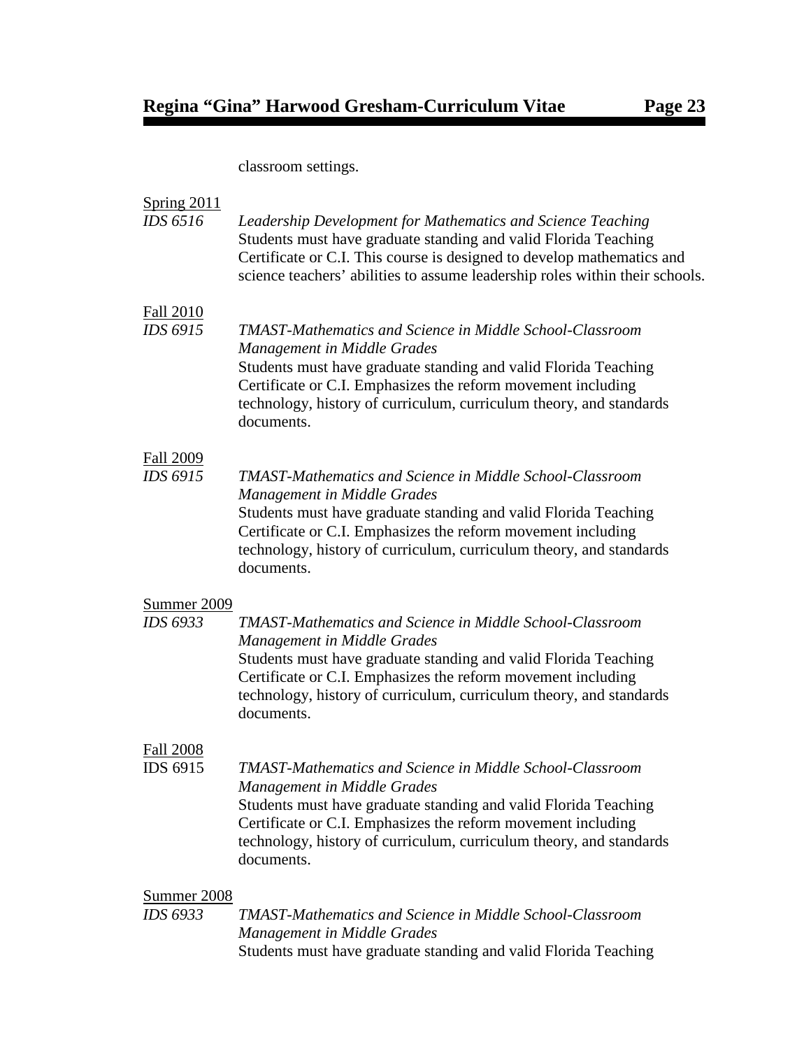classroom settings.

Spring 2011
*IDS 6516* *Leadership Development for Mathematics and Science Teaching*
Students must have graduate standing and valid Florida Teaching Certificate or C.I. This course is designed to develop mathematics and science teachers' abilities to assume leadership roles within their schools.

Fall 2010
*IDS 6915* *TMAST-Mathematics and Science in Middle School-Classroom Management in Middle Grades*
Students must have graduate standing and valid Florida Teaching Certificate or C.I. Emphasizes the reform movement including technology, history of curriculum, curriculum theory, and standards documents.

Fall 2009
*IDS 6915* *TMAST-Mathematics and Science in Middle School-Classroom Management in Middle Grades*
Students must have graduate standing and valid Florida Teaching Certificate or C.I. Emphasizes the reform movement including technology, history of curriculum, curriculum theory, and standards documents.

Summer 2009
*IDS 6933* *TMAST-Mathematics and Science in Middle School-Classroom Management in Middle Grades*
Students must have graduate standing and valid Florida Teaching Certificate or C.I. Emphasizes the reform movement including technology, history of curriculum, curriculum theory, and standards documents.

Fall 2008
IDS 6915 *TMAST-Mathematics and Science in Middle School-Classroom Management in Middle Grades*
Students must have graduate standing and valid Florida Teaching Certificate or C.I. Emphasizes the reform movement including technology, history of curriculum, curriculum theory, and standards documents.

Summer 2008
*IDS 6933* *TMAST-Mathematics and Science in Middle School-Classroom Management in Middle Grades*
Students must have graduate standing and valid Florida Teaching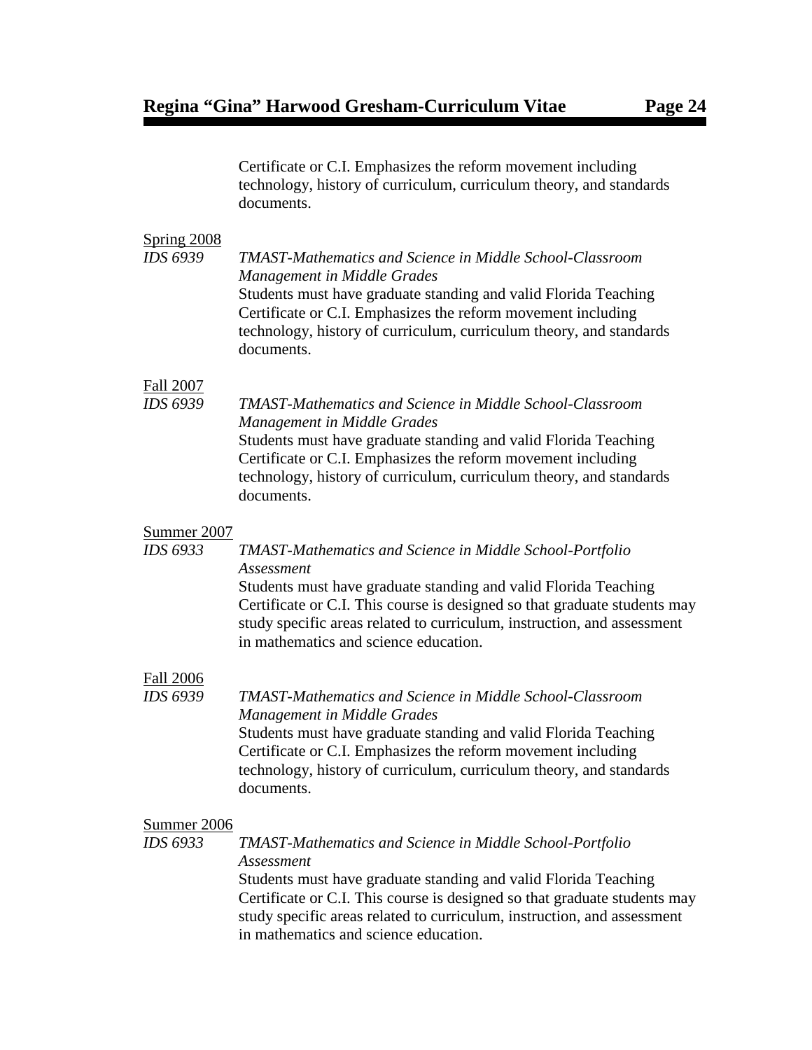Certificate or C.I. Emphasizes the reform movement including technology, history of curriculum, curriculum theory, and standards documents.

<u>Spring 2008</u>

*IDS 6939* *TMAST-Mathematics and Science in Middle School-Classroom Management in Middle Grades*
Students must have graduate standing and valid Florida Teaching Certificate or C.I. Emphasizes the reform movement including technology, history of curriculum, curriculum theory, and standards documents.

<u>Fall 2007</u>

*IDS 6939* *TMAST-Mathematics and Science in Middle School-Classroom Management in Middle Grades*
Students must have graduate standing and valid Florida Teaching Certificate or C.I. Emphasizes the reform movement including technology, history of curriculum, curriculum theory, and standards documents.

<u>Summer 2007</u>

*IDS 6933* *TMAST-Mathematics and Science in Middle School-Portfolio Assessment*
Students must have graduate standing and valid Florida Teaching Certificate or C.I. This course is designed so that graduate students may study specific areas related to curriculum, instruction, and assessment in mathematics and science education.

<u>Fall 2006</u>

*IDS 6939* *TMAST-Mathematics and Science in Middle School-Classroom Management in Middle Grades*
Students must have graduate standing and valid Florida Teaching Certificate or C.I. Emphasizes the reform movement including technology, history of curriculum, curriculum theory, and standards documents.

<u>Summer 2006</u>

*IDS 6933* *TMAST-Mathematics and Science in Middle School-Portfolio Assessment*
Students must have graduate standing and valid Florida Teaching Certificate or C.I. This course is designed so that graduate students may study specific areas related to curriculum, instruction, and assessment in mathematics and science education.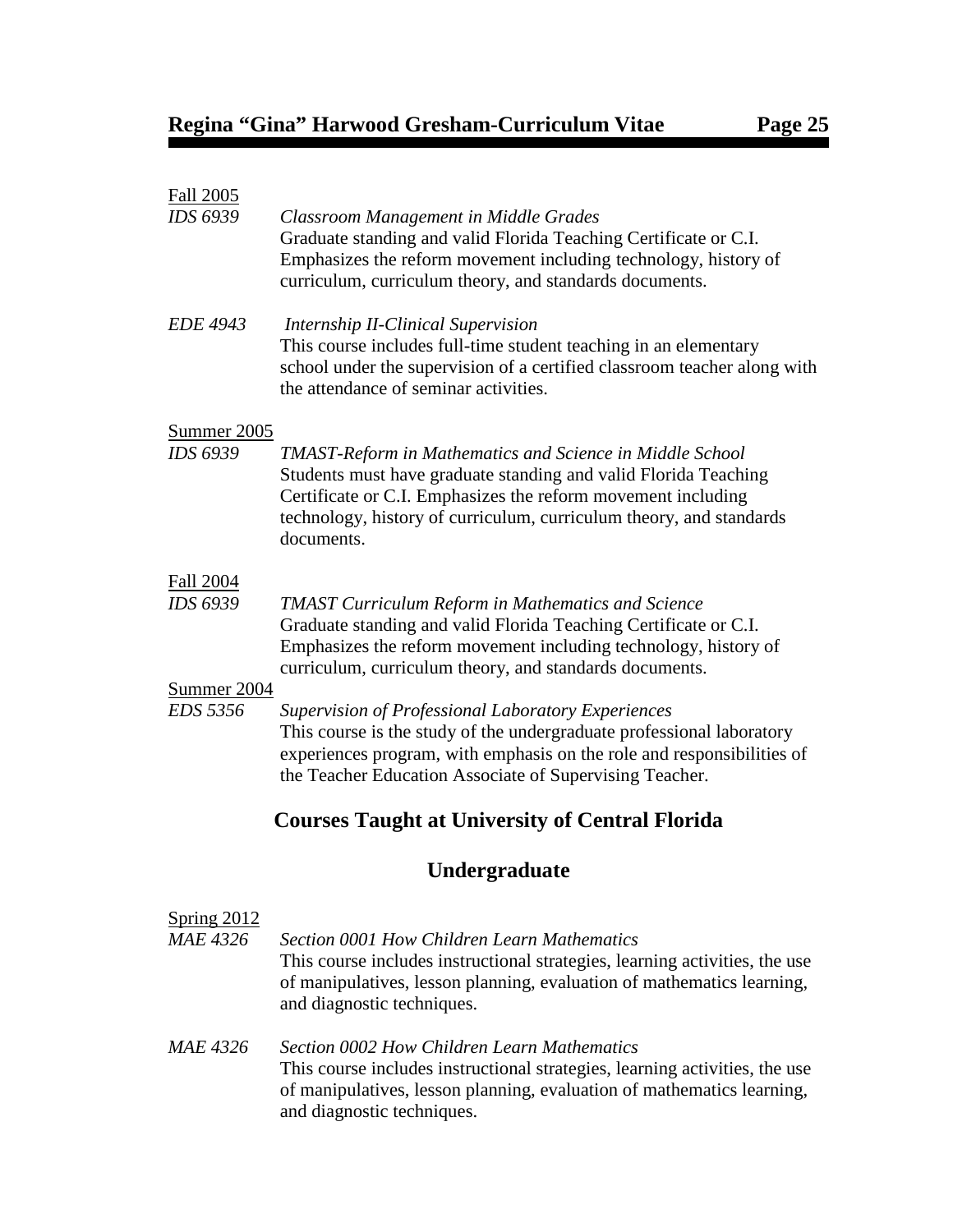Fall 2005

*IDS 6939* *Classroom Management in Middle Grades*
Graduate standing and valid Florida Teaching Certificate or C.I. Emphasizes the reform movement including technology, history of curriculum, curriculum theory, and standards documents.

*EDE 4943* *Internship II-Clinical Supervision*
This course includes full-time student teaching in an elementary school under the supervision of a certified classroom teacher along with the attendance of seminar activities.

Summer 2005

*IDS 6939* *TMAST-Reform in Mathematics and Science in Middle School*
Students must have graduate standing and valid Florida Teaching Certificate or C.I. Emphasizes the reform movement including technology, history of curriculum, curriculum theory, and standards documents.

Fall 2004

*IDS 6939* *TMAST Curriculum Reform in Mathematics and Science*
Graduate standing and valid Florida Teaching Certificate or C.I. Emphasizes the reform movement including technology, history of curriculum, curriculum theory, and standards documents.

Summer 2004

*EDS 5356* *Supervision of Professional Laboratory Experiences*
This course is the study of the undergraduate professional laboratory experiences program, with emphasis on the role and responsibilities of the Teacher Education Associate of Supervising Teacher.

## Courses Taught at University of Central Florida

### Undergraduate

Spring 2012

*MAE 4326* *Section 0001 How Children Learn Mathematics*
This course includes instructional strategies, learning activities, the use of manipulatives, lesson planning, evaluation of mathematics learning, and diagnostic techniques.

*MAE 4326* *Section 0002 How Children Learn Mathematics*
This course includes instructional strategies, learning activities, the use of manipulatives, lesson planning, evaluation of mathematics learning, and diagnostic techniques.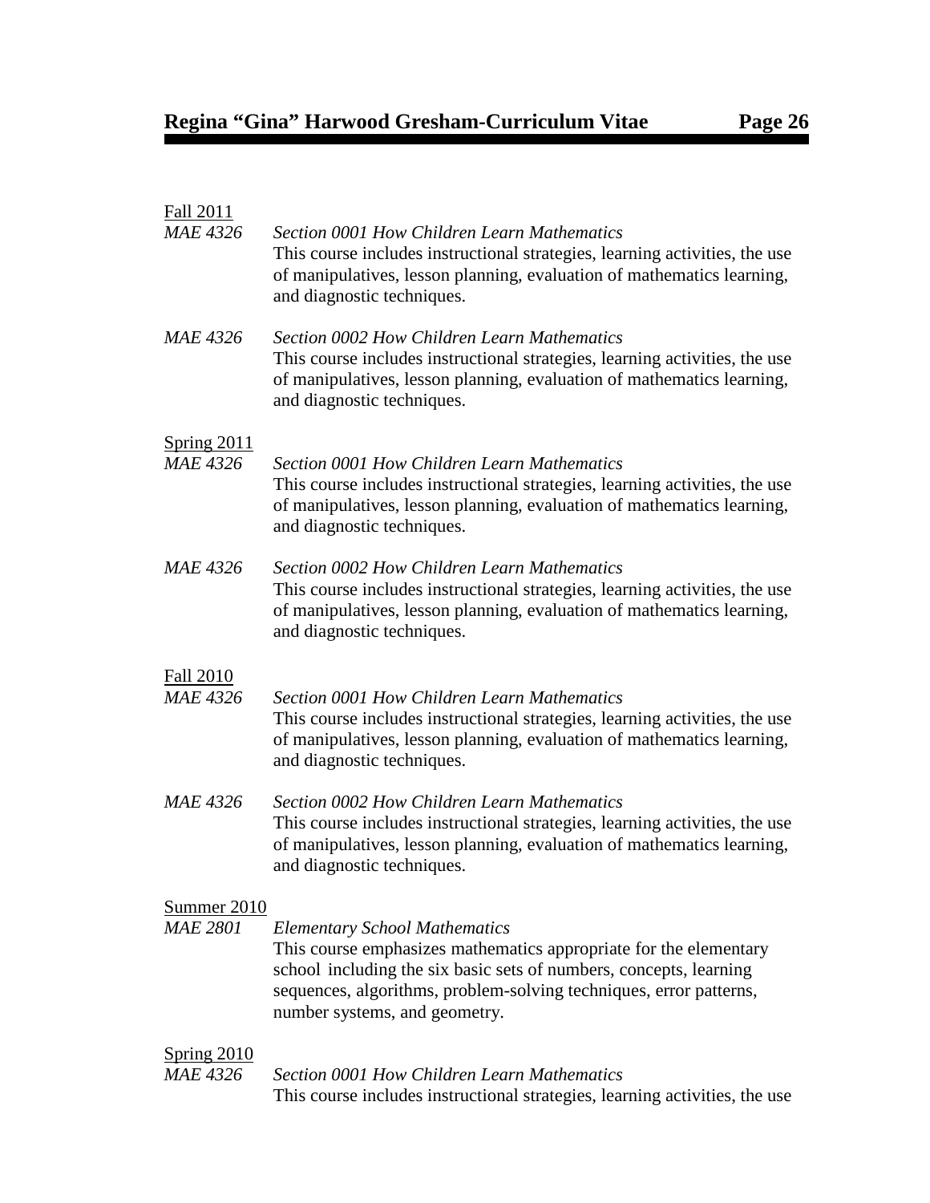Fall 2011

*MAE 4326* *Section 0001 How Children Learn Mathematics*
This course includes instructional strategies, learning activities, the use of manipulatives, lesson planning, evaluation of mathematics learning, and diagnostic techniques.

*MAE 4326* *Section 0002 How Children Learn Mathematics*
This course includes instructional strategies, learning activities, the use of manipulatives, lesson planning, evaluation of mathematics learning, and diagnostic techniques.

Spring 2011

*MAE 4326* *Section 0001 How Children Learn Mathematics*
This course includes instructional strategies, learning activities, the use of manipulatives, lesson planning, evaluation of mathematics learning, and diagnostic techniques.

*MAE 4326* *Section 0002 How Children Learn Mathematics*
This course includes instructional strategies, learning activities, the use of manipulatives, lesson planning, evaluation of mathematics learning, and diagnostic techniques.

Fall 2010

*MAE 4326* *Section 0001 How Children Learn Mathematics*
This course includes instructional strategies, learning activities, the use of manipulatives, lesson planning, evaluation of mathematics learning, and diagnostic techniques.

*MAE 4326* *Section 0002 How Children Learn Mathematics*
This course includes instructional strategies, learning activities, the use of manipulatives, lesson planning, evaluation of mathematics learning, and diagnostic techniques.

Summer 2010

*MAE 2801* *Elementary School Mathematics*
This course emphasizes mathematics appropriate for the elementary school including the six basic sets of numbers, concepts, learning sequences, algorithms, problem-solving techniques, error patterns, number systems, and geometry.

Spring 2010

*MAE 4326* *Section 0001 How Children Learn Mathematics*
This course includes instructional strategies, learning activities, the use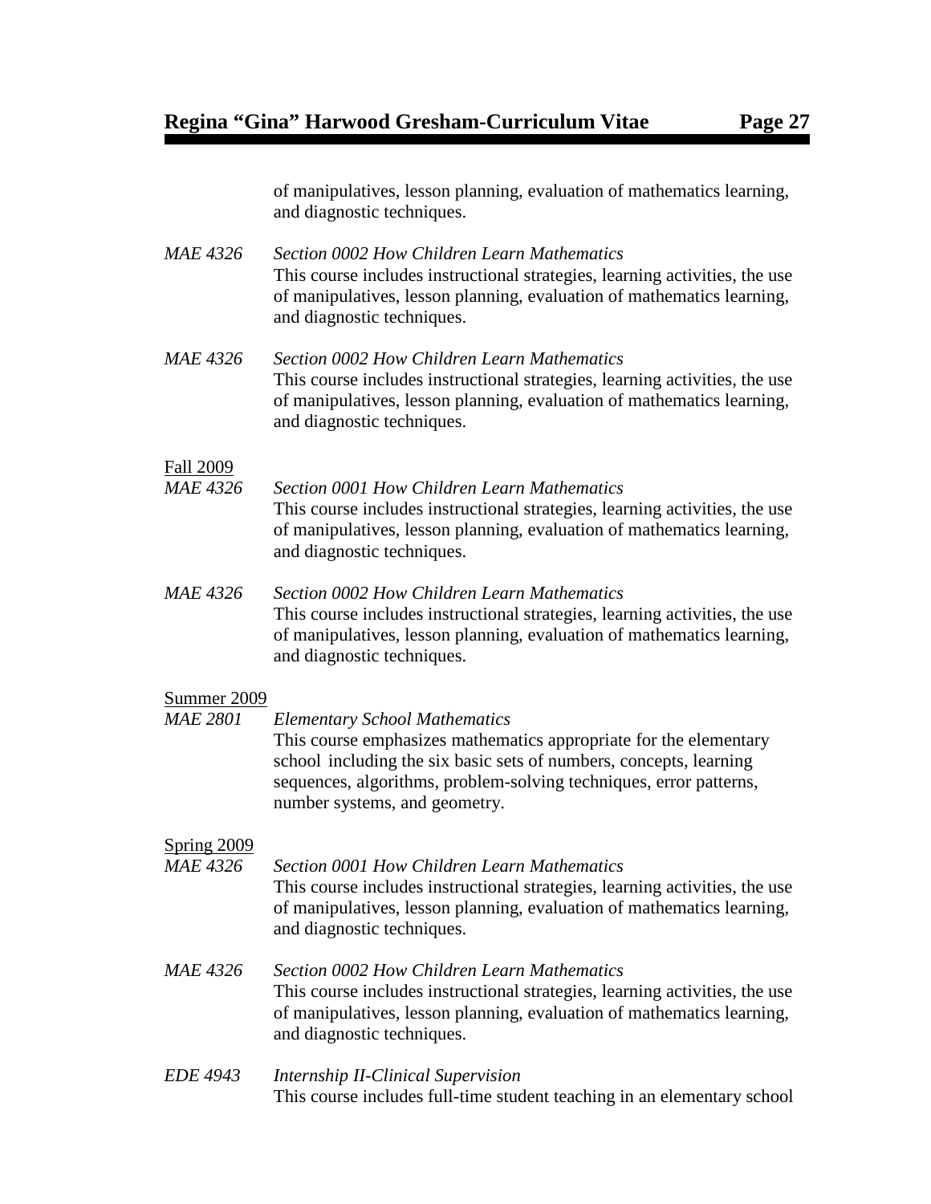of manipulatives, lesson planning, evaluation of mathematics learning, and diagnostic techniques.

*MAE 4326* *Section 0002 How Children Learn Mathematics*
This course includes instructional strategies, learning activities, the use of manipulatives, lesson planning, evaluation of mathematics learning, and diagnostic techniques.

*MAE 4326* *Section 0002 How Children Learn Mathematics*
This course includes instructional strategies, learning activities, the use of manipulatives, lesson planning, evaluation of mathematics learning, and diagnostic techniques.

<u>Fall 2009</u>

*MAE 4326* *Section 0001 How Children Learn Mathematics*
This course includes instructional strategies, learning activities, the use of manipulatives, lesson planning, evaluation of mathematics learning, and diagnostic techniques.

*MAE 4326* *Section 0002 How Children Learn Mathematics*
This course includes instructional strategies, learning activities, the use of manipulatives, lesson planning, evaluation of mathematics learning, and diagnostic techniques.

<u>Summer 2009</u>

*MAE 2801* *Elementary School Mathematics*
This course emphasizes mathematics appropriate for the elementary school including the six basic sets of numbers, concepts, learning sequences, algorithms, problem-solving techniques, error patterns, number systems, and geometry.

<u>Spring 2009</u>

*MAE 4326* *Section 0001 How Children Learn Mathematics*
This course includes instructional strategies, learning activities, the use of manipulatives, lesson planning, evaluation of mathematics learning, and diagnostic techniques.

*MAE 4326* *Section 0002 How Children Learn Mathematics*
This course includes instructional strategies, learning activities, the use of manipulatives, lesson planning, evaluation of mathematics learning, and diagnostic techniques.

*EDE 4943* *Internship II-Clinical Supervision*
This course includes full-time student teaching in an elementary school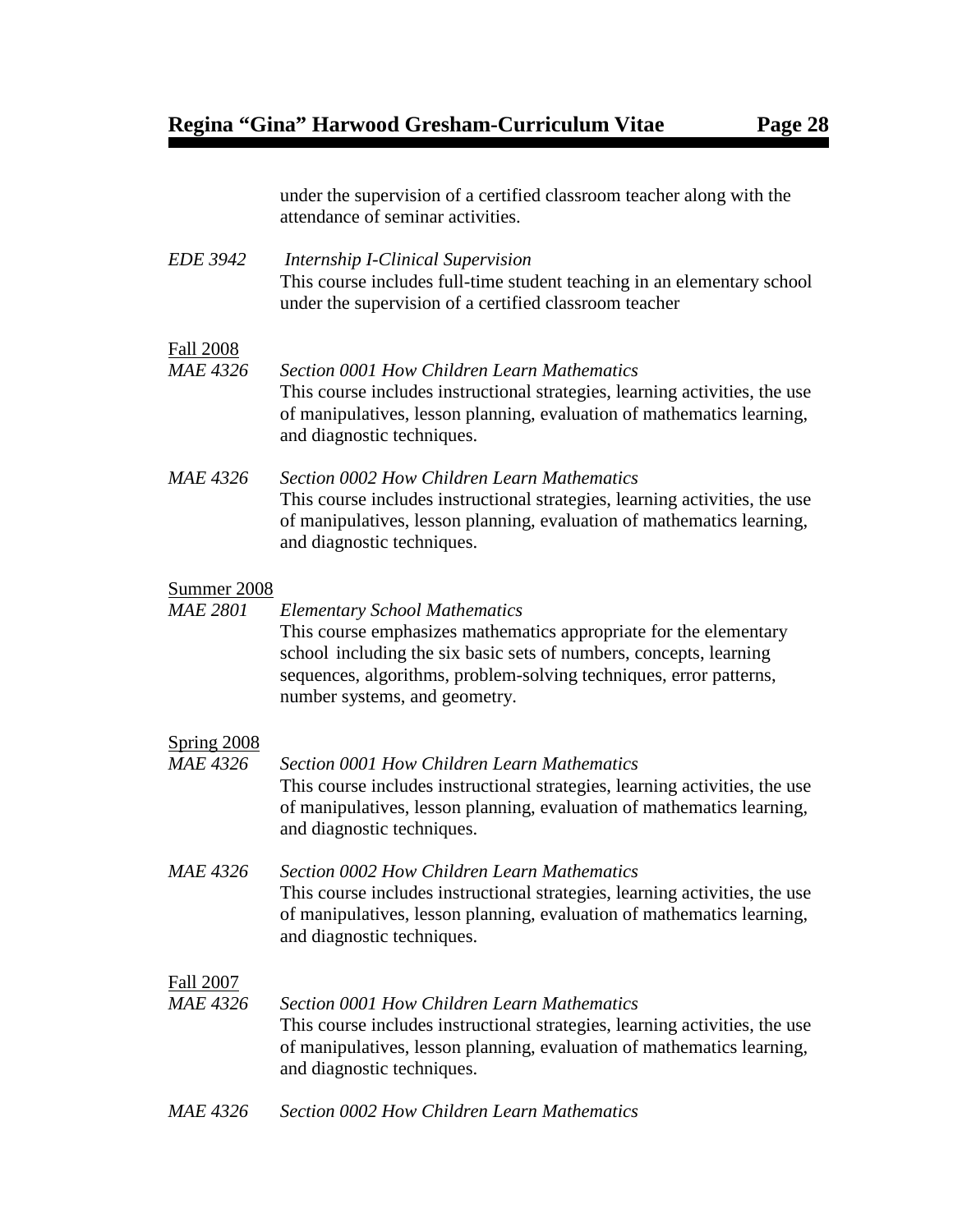under the supervision of a certified classroom teacher along with the attendance of seminar activities.

*EDE 3942* *Internship I-Clinical Supervision*
This course includes full-time student teaching in an elementary school under the supervision of a certified classroom teacher

Fall 2008

*MAE 4326* *Section 0001 How Children Learn Mathematics*
This course includes instructional strategies, learning activities, the use of manipulatives, lesson planning, evaluation of mathematics learning, and diagnostic techniques.

*MAE 4326* *Section 0002 How Children Learn Mathematics*
This course includes instructional strategies, learning activities, the use of manipulatives, lesson planning, evaluation of mathematics learning, and diagnostic techniques.

Summer 2008

*MAE 2801* *Elementary School Mathematics*
This course emphasizes mathematics appropriate for the elementary school including the six basic sets of numbers, concepts, learning sequences, algorithms, problem-solving techniques, error patterns, number systems, and geometry.

Spring 2008

*MAE 4326* *Section 0001 How Children Learn Mathematics*
This course includes instructional strategies, learning activities, the use of manipulatives, lesson planning, evaluation of mathematics learning, and diagnostic techniques.

*MAE 4326* *Section 0002 How Children Learn Mathematics*
This course includes instructional strategies, learning activities, the use of manipulatives, lesson planning, evaluation of mathematics learning, and diagnostic techniques.

Fall 2007

*MAE 4326* *Section 0001 How Children Learn Mathematics*
This course includes instructional strategies, learning activities, the use of manipulatives, lesson planning, evaluation of mathematics learning, and diagnostic techniques.

*MAE 4326* *Section 0002 How Children Learn Mathematics*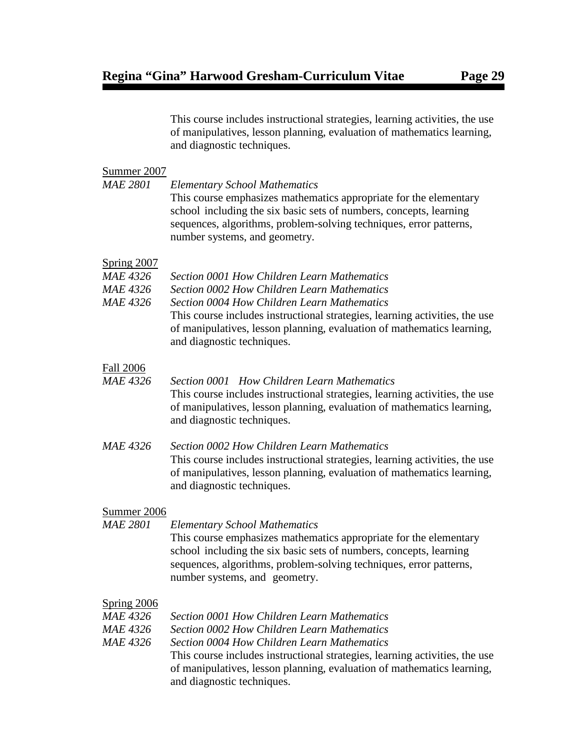This course includes instructional strategies, learning activities, the use of manipulatives, lesson planning, evaluation of mathematics learning, and diagnostic techniques.

Summer 2007

*MAE 2801* *Elementary School Mathematics*
This course emphasizes mathematics appropriate for the elementary school including the six basic sets of numbers, concepts, learning sequences, algorithms, problem-solving techniques, error patterns, number systems, and geometry.

Spring 2007

*MAE 4326* *Section 0001 How Children Learn Mathematics*
*MAE 4326* *Section 0002 How Children Learn Mathematics*
*MAE 4326* *Section 0004 How Children Learn Mathematics*
This course includes instructional strategies, learning activities, the use of manipulatives, lesson planning, evaluation of mathematics learning, and diagnostic techniques.

Fall 2006

*MAE 4326* *Section 0001 How Children Learn Mathematics*
This course includes instructional strategies, learning activities, the use of manipulatives, lesson planning, evaluation of mathematics learning, and diagnostic techniques.

*MAE 4326* *Section 0002 How Children Learn Mathematics*
This course includes instructional strategies, learning activities, the use of manipulatives, lesson planning, evaluation of mathematics learning, and diagnostic techniques.

Summer 2006

*MAE 2801* *Elementary School Mathematics*
This course emphasizes mathematics appropriate for the elementary school including the six basic sets of numbers, concepts, learning sequences, algorithms, problem-solving techniques, error patterns, number systems, and geometry.

Spring 2006

*MAE 4326* *Section 0001 How Children Learn Mathematics*
*MAE 4326* *Section 0002 How Children Learn Mathematics*
*MAE 4326* *Section 0004 How Children Learn Mathematics*
This course includes instructional strategies, learning activities, the use of manipulatives, lesson planning, evaluation of mathematics learning, and diagnostic techniques.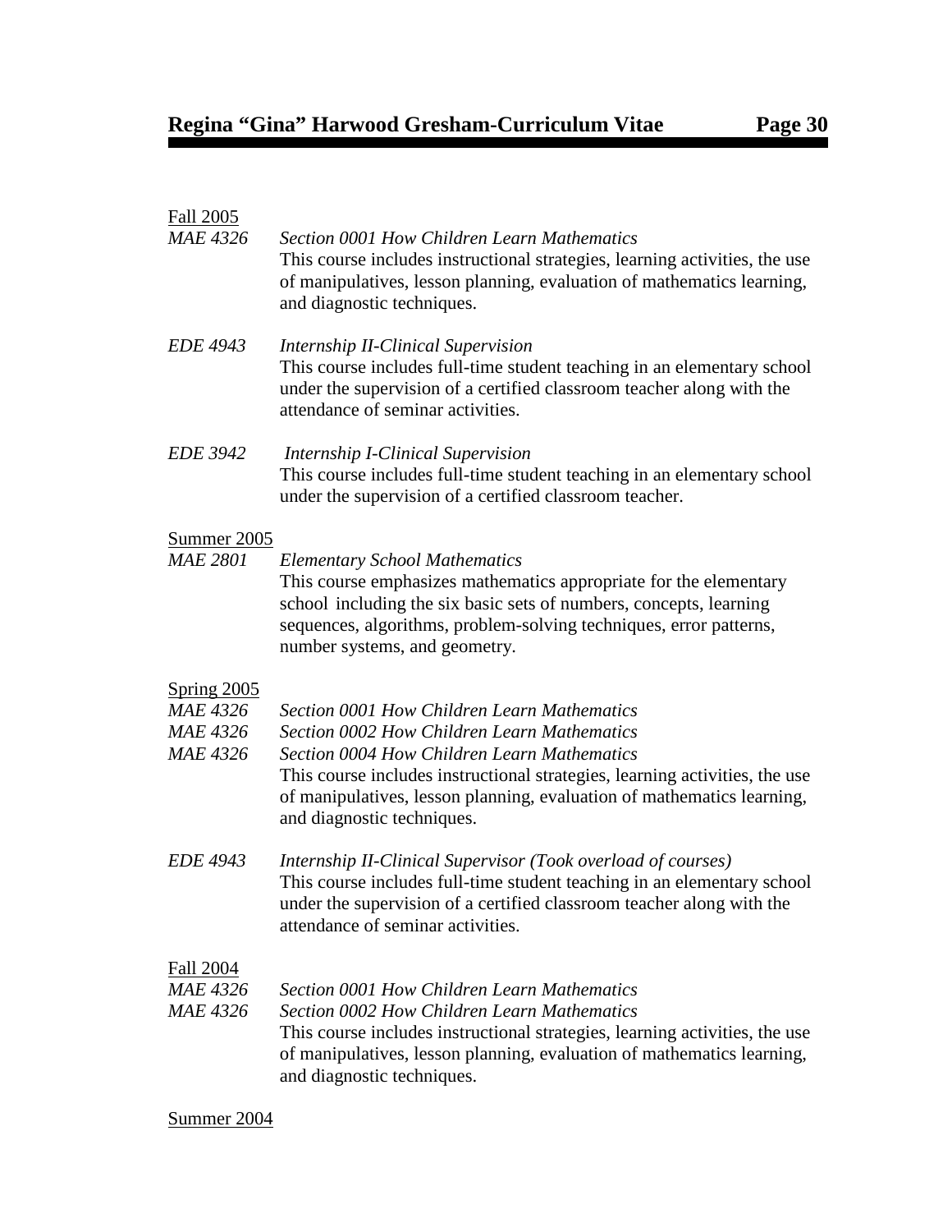<u>Fall 2005</u>

*MAE 4326* *Section 0001 How Children Learn Mathematics*
This course includes instructional strategies, learning activities, the use of manipulatives, lesson planning, evaluation of mathematics learning, and diagnostic techniques.

*EDE 4943* *Internship II-Clinical Supervision*
This course includes full-time student teaching in an elementary school under the supervision of a certified classroom teacher along with the attendance of seminar activities.

*EDE 3942* *Internship I-Clinical Supervision*
This course includes full-time student teaching in an elementary school under the supervision of a certified classroom teacher.

<u>Summer 2005</u>

*MAE 2801* *Elementary School Mathematics*
This course emphasizes mathematics appropriate for the elementary school including the six basic sets of numbers, concepts, learning sequences, algorithms, problem-solving techniques, error patterns, number systems, and geometry.

<u>Spring 2005</u>

*MAE 4326* *Section 0001 How Children Learn Mathematics*
*MAE 4326* *Section 0002 How Children Learn Mathematics*
*MAE 4326* *Section 0004 How Children Learn Mathematics*
This course includes instructional strategies, learning activities, the use of manipulatives, lesson planning, evaluation of mathematics learning, and diagnostic techniques.

*EDE 4943* *Internship II-Clinical Supervisor (Took overload of courses)*
This course includes full-time student teaching in an elementary school under the supervision of a certified classroom teacher along with the attendance of seminar activities.

<u>Fall 2004</u>

*MAE 4326* *Section 0001 How Children Learn Mathematics*
*MAE 4326* *Section 0002 How Children Learn Mathematics*
This course includes instructional strategies, learning activities, the use of manipulatives, lesson planning, evaluation of mathematics learning, and diagnostic techniques.

<u>Summer 2004</u>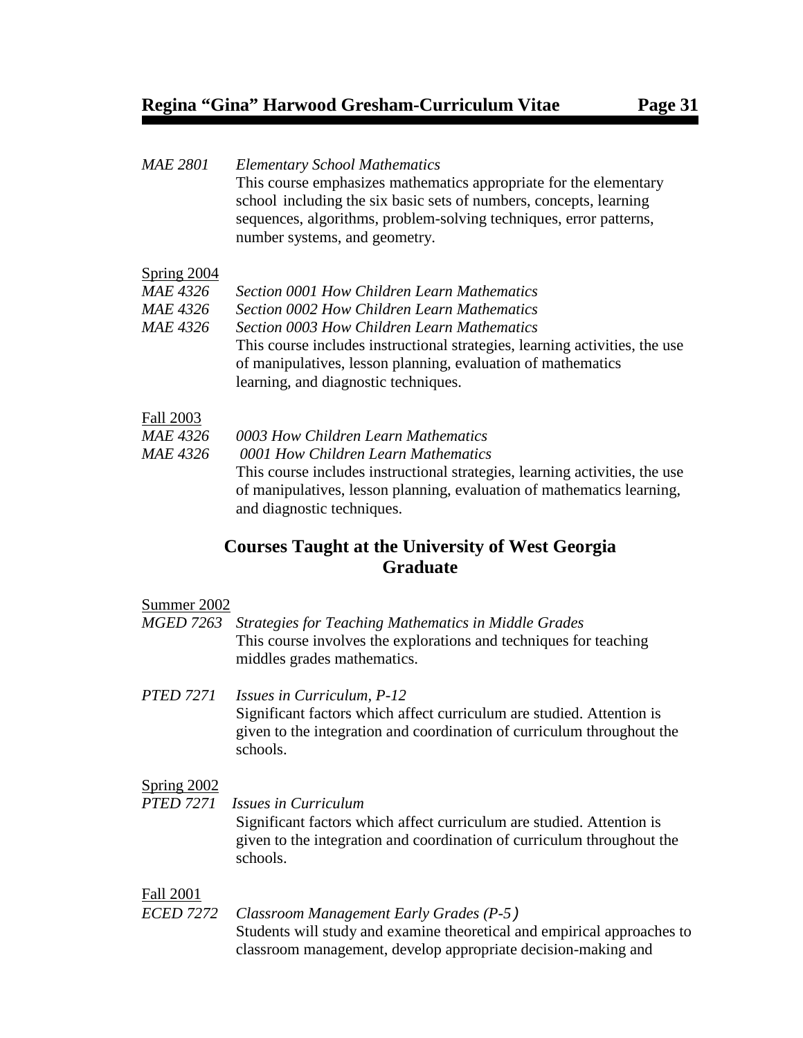*MAE 2801* *Elementary School Mathematics*
This course emphasizes mathematics appropriate for the elementary school including the six basic sets of numbers, concepts, learning sequences, algorithms, problem-solving techniques, error patterns, number systems, and geometry.

<u>Spring 2004</u>

*MAE 4326* *Section 0001 How Children Learn Mathematics*
*MAE 4326* *Section 0002 How Children Learn Mathematics*
*MAE 4326* *Section 0003 How Children Learn Mathematics*
This course includes instructional strategies, learning activities, the use of manipulatives, lesson planning, evaluation of mathematics learning, and diagnostic techniques.

<u>Fall 2003</u>

*MAE 4326* *0003 How Children Learn Mathematics*
*MAE 4326* *0001 How Children Learn Mathematics*
This course includes instructional strategies, learning activities, the use of manipulatives, lesson planning, evaluation of mathematics learning, and diagnostic techniques.

## Courses Taught at the University of West Georgia
## Graduate

<u>Summer 2002</u>

*MGED 7263* *Strategies for Teaching Mathematics in Middle Grades*
This course involves the explorations and techniques for teaching middles grades mathematics.

*PTED 7271* *Issues in Curriculum, P-12*
Significant factors which affect curriculum are studied. Attention is given to the integration and coordination of curriculum throughout the schools.

<u>Spring 2002</u>

*PTED 7271* *Issues in Curriculum*
Significant factors which affect curriculum are studied. Attention is given to the integration and coordination of curriculum throughout the schools.

<u>Fall 2001</u>

*ECED 7272* *Classroom Management Early Grades (P-5)*
Students will study and examine theoretical and empirical approaches to classroom management, develop appropriate decision-making and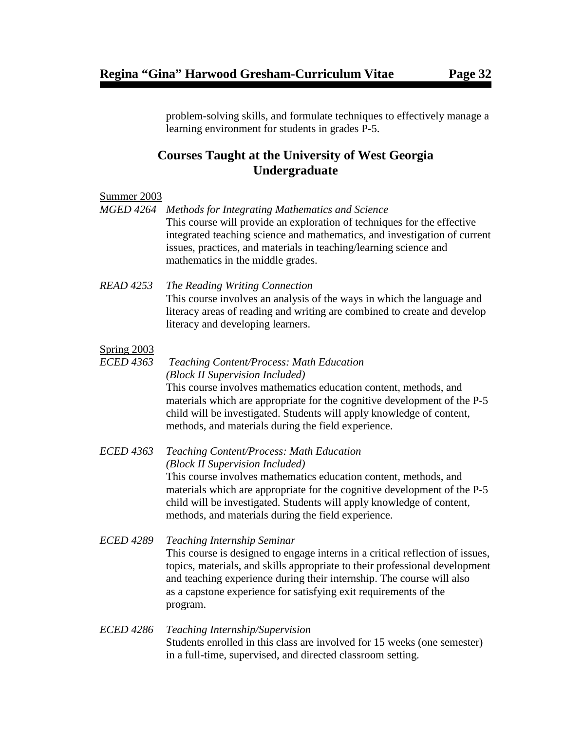problem-solving skills, and formulate techniques to effectively manage a learning environment for students in grades P-5.

## Courses Taught at the University of West Georgia
## Undergraduate

Summer 2003

*MGED 4264* *Methods for Integrating Mathematics and Science*
This course will provide an exploration of techniques for the effective integrated teaching science and mathematics, and investigation of current issues, practices, and materials in teaching/learning science and mathematics in the middle grades.

*READ 4253* *The Reading Writing Connection*
This course involves an analysis of the ways in which the language and literacy areas of reading and writing are combined to create and develop literacy and developing learners.

Spring 2003

*ECED 4363* *Teaching Content/Process: Math Education*
*(Block II Supervision Included)*
This course involves mathematics education content, methods, and materials which are appropriate for the cognitive development of the P-5 child will be investigated. Students will apply knowledge of content, methods, and materials during the field experience.

*ECED 4363* *Teaching Content/Process: Math Education*
*(Block II Supervision Included)*
This course involves mathematics education content, methods, and materials which are appropriate for the cognitive development of the P-5 child will be investigated. Students will apply knowledge of content, methods, and materials during the field experience.

*ECED 4289* *Teaching Internship Seminar*
This course is designed to engage interns in a critical reflection of issues, topics, materials, and skills appropriate to their professional development and teaching experience during their internship. The course will also as a capstone experience for satisfying exit requirements of the program.

*ECED 4286* *Teaching Internship/Supervision*
Students enrolled in this class are involved for 15 weeks (one semester) in a full-time, supervised, and directed classroom setting.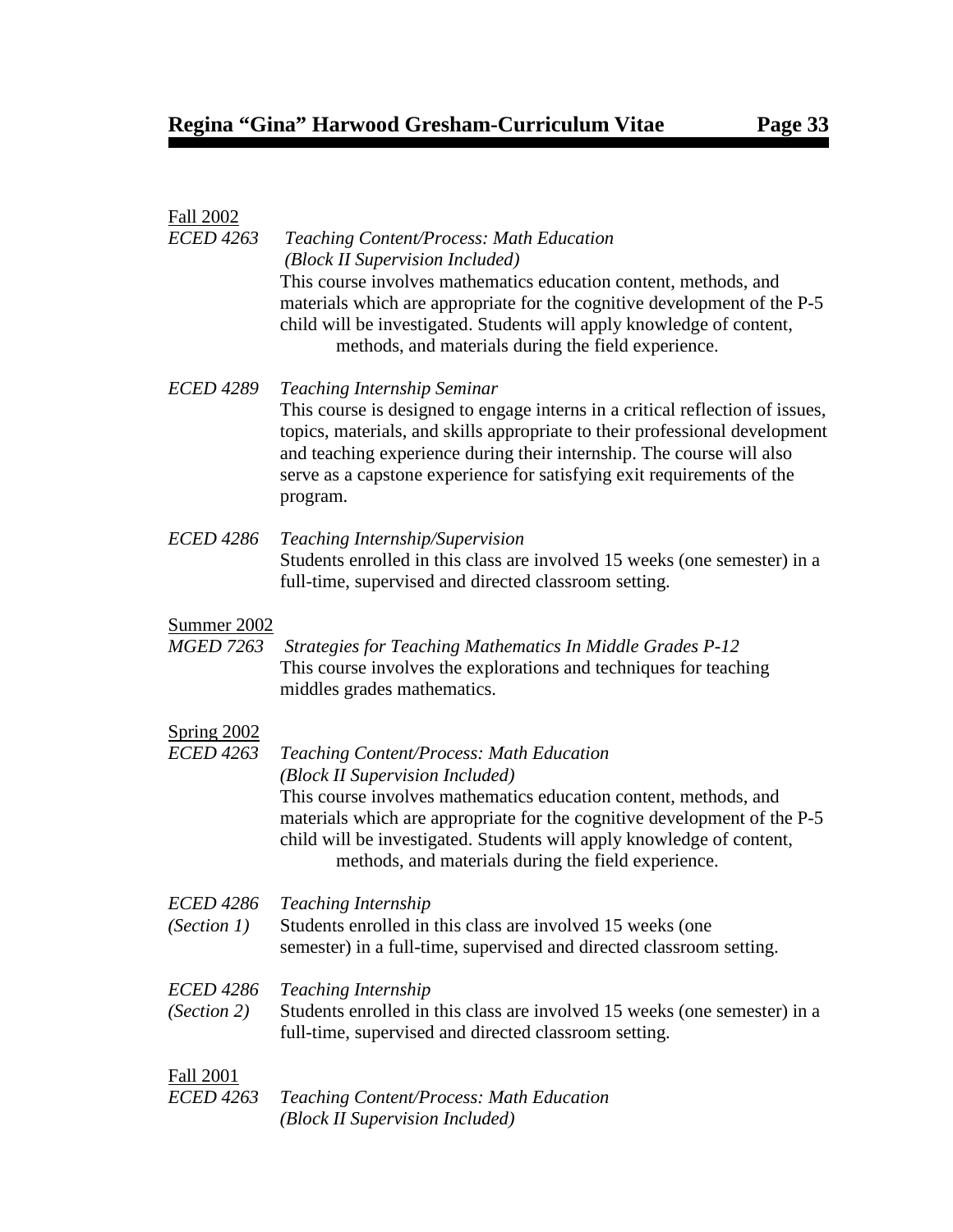<u>Fall 2002</u>

*ECED 4263* *Teaching Content/Process: Math Education*
*(Block II Supervision Included)*
This course involves mathematics education content, methods, and materials which are appropriate for the cognitive development of the P-5 child will be investigated. Students will apply knowledge of content, methods, and materials during the field experience.

*ECED 4289* *Teaching Internship Seminar*
This course is designed to engage interns in a critical reflection of issues, topics, materials, and skills appropriate to their professional development and teaching experience during their internship. The course will also serve as a capstone experience for satisfying exit requirements of the program.

*ECED 4286* *Teaching Internship/Supervision*
Students enrolled in this class are involved 15 weeks (one semester) in a full-time, supervised and directed classroom setting.

<u>Summer 2002</u>

*MGED 7263* *Strategies for Teaching Mathematics In Middle Grades P-12*
This course involves the explorations and techniques for teaching middles grades mathematics.

<u>Spring 2002</u>

*ECED 4263* *Teaching Content/Process: Math Education*
*(Block II Supervision Included)*
This course involves mathematics education content, methods, and materials which are appropriate for the cognitive development of the P-5 child will be investigated. Students will apply knowledge of content, methods, and materials during the field experience.

*ECED 4286* *Teaching Internship*
*(Section 1)* Students enrolled in this class are involved 15 weeks (one semester) in a full-time, supervised and directed classroom setting.

*ECED 4286* *Teaching Internship*
*(Section 2)* Students enrolled in this class are involved 15 weeks (one semester) in a full-time, supervised and directed classroom setting.

<u>Fall 2001</u>

*ECED 4263* *Teaching Content/Process: Math Education*
*(Block II Supervision Included)*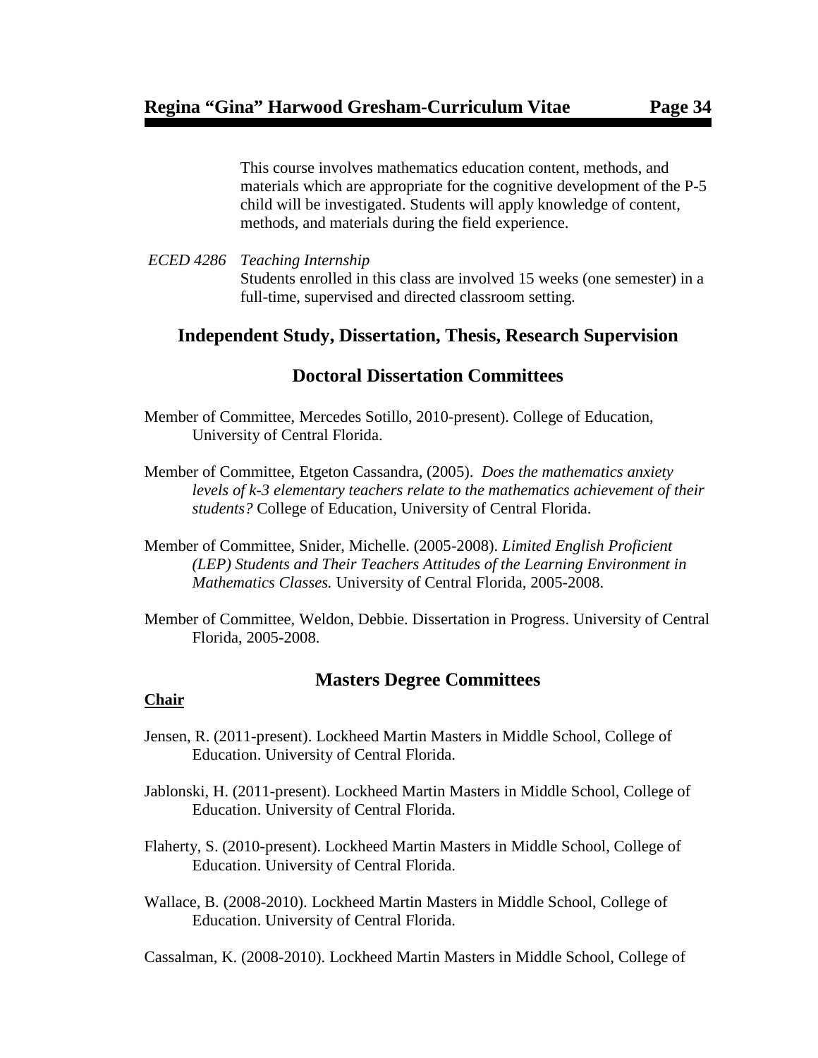This course involves mathematics education content, methods, and materials which are appropriate for the cognitive development of the P-5 child will be investigated. Students will apply knowledge of content, methods, and materials during the field experience.

*ECED 4286* *Teaching Internship*
Students enrolled in this class are involved 15 weeks (one semester) in a full-time, supervised and directed classroom setting.

## Independent Study, Dissertation, Thesis, Research Supervision

### Doctoral Dissertation Committees

Member of Committee, Mercedes Sotillo, 2010-present). College of Education, University of Central Florida.

Member of Committee, Etgeton Cassandra, (2005). *Does the mathematics anxiety levels of k-3 elementary teachers relate to the mathematics achievement of their students?* College of Education, University of Central Florida.

Member of Committee, Snider, Michelle. (2005-2008). *Limited English Proficient (LEP) Students and Their Teachers Attitudes of the Learning Environment in Mathematics Classes.* University of Central Florida, 2005-2008.

Member of Committee, Weldon, Debbie. Dissertation in Progress. University of Central Florida, 2005-2008.

### Masters Degree Committees

**Chair**

Jensen, R. (2011-present). Lockheed Martin Masters in Middle School, College of Education. University of Central Florida.

Jablonski, H. (2011-present). Lockheed Martin Masters in Middle School, College of Education. University of Central Florida.

Flaherty, S. (2010-present). Lockheed Martin Masters in Middle School, College of Education. University of Central Florida.

Wallace, B. (2008-2010). Lockheed Martin Masters in Middle School, College of Education. University of Central Florida.

Cassalman, K. (2008-2010). Lockheed Martin Masters in Middle School, College of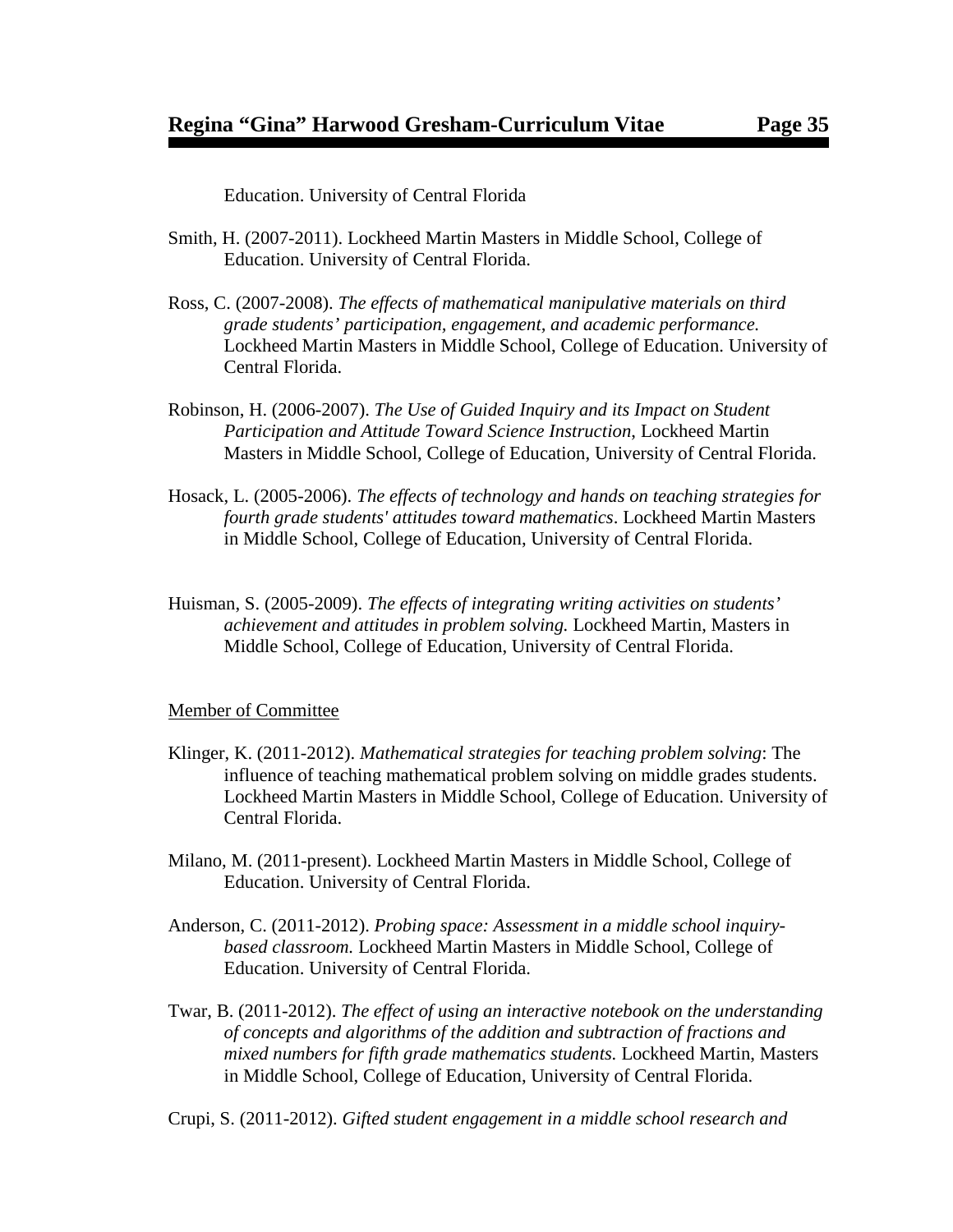Education. University of Central Florida

Smith, H. (2007-2011). Lockheed Martin Masters in Middle School, College of Education. University of Central Florida.

Ross, C. (2007-2008). *The effects of mathematical manipulative materials on third grade students' participation, engagement, and academic performance.* Lockheed Martin Masters in Middle School, College of Education. University of Central Florida.

Robinson, H. (2006-2007). *The Use of Guided Inquiry and its Impact on Student Participation and Attitude Toward Science Instruction,* Lockheed Martin Masters in Middle School, College of Education, University of Central Florida.

Hosack, L. (2005-2006). *The effects of technology and hands on teaching strategies for fourth grade students' attitudes toward mathematics*. Lockheed Martin Masters in Middle School, College of Education, University of Central Florida.

Huisman, S. (2005-2009). *The effects of integrating writing activities on students' achievement and attitudes in problem solving.* Lockheed Martin, Masters in Middle School, College of Education, University of Central Florida.

<u>Member of Committee</u>

Klinger, K. (2011-2012). *Mathematical strategies for teaching problem solving*: The influence of teaching mathematical problem solving on middle grades students. Lockheed Martin Masters in Middle School, College of Education. University of Central Florida.

Milano, M. (2011-present). Lockheed Martin Masters in Middle School, College of Education. University of Central Florida.

Anderson, C. (2011-2012). *Probing space: Assessment in a middle school inquiry-based classroom.* Lockheed Martin Masters in Middle School, College of Education. University of Central Florida.

Twar, B. (2011-2012). *The effect of using an interactive notebook on the understanding of concepts and algorithms of the addition and subtraction of fractions and mixed numbers for fifth grade mathematics students.* Lockheed Martin, Masters in Middle School, College of Education, University of Central Florida.

Crupi, S. (2011-2012). *Gifted student engagement in a middle school research and*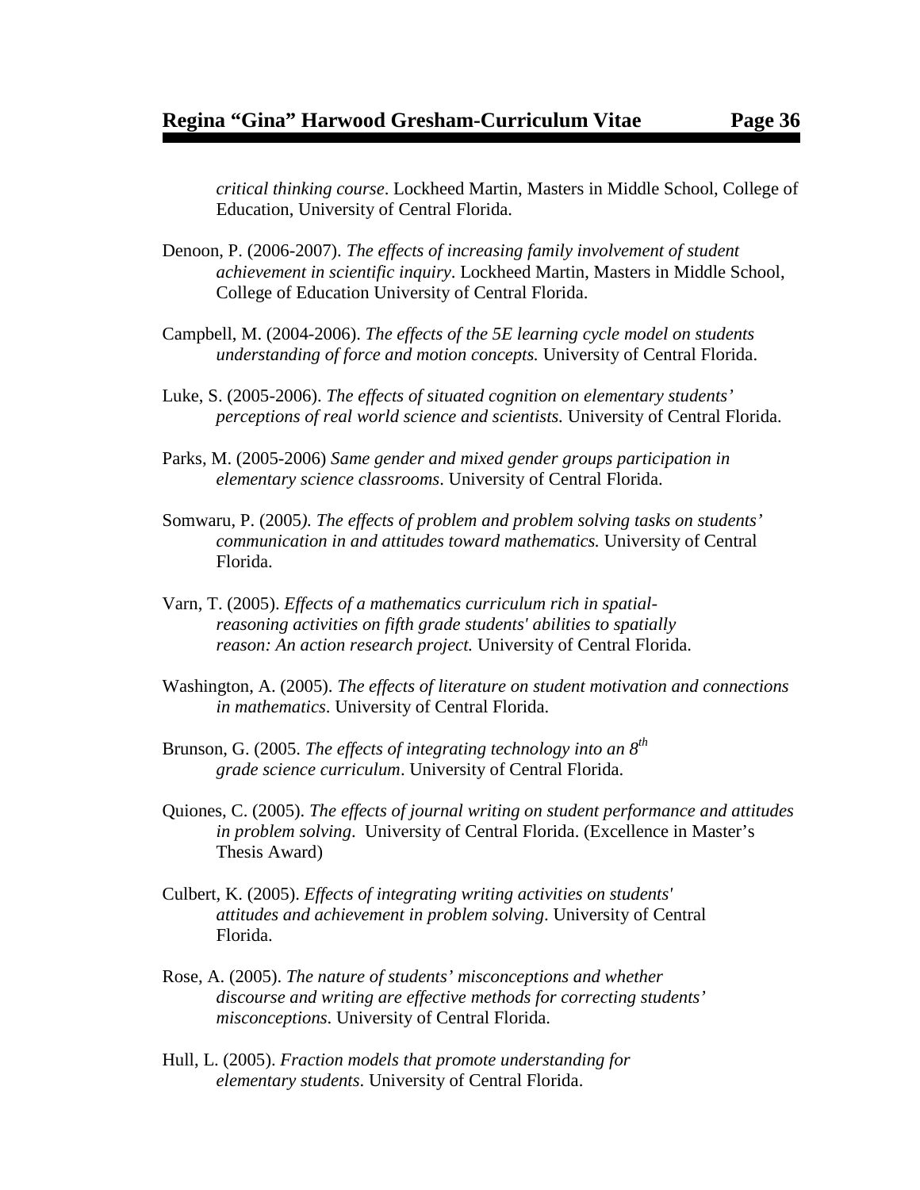*critical thinking course*. Lockheed Martin, Masters in Middle School, College of Education, University of Central Florida.

Denoon, P. (2006-2007). *The effects of increasing family involvement of student achievement in scientific inquiry*. Lockheed Martin, Masters in Middle School, College of Education University of Central Florida.

Campbell, M. (2004-2006). *The effects of the 5E learning cycle model on students understanding of force and motion concepts.* University of Central Florida.

Luke, S. (2005-2006). *The effects of situated cognition on elementary students' perceptions of real world science and scientists.* University of Central Florida.

Parks, M. (2005-2006) *Same gender and mixed gender groups participation in elementary science classrooms*. University of Central Florida.

Somwaru, P. (2005*). The effects of problem and problem solving tasks on students' communication in and attitudes toward mathematics.* University of Central Florida.

Varn, T. (2005). *Effects of a mathematics curriculum rich in spatial-reasoning activities on fifth grade students' abilities to spatially reason: An action research project.* University of Central Florida.

Washington, A. (2005). *The effects of literature on student motivation and connections in mathematics*. University of Central Florida.

Brunson, G. (2005. *The effects of integrating technology into an 8th grade science curriculum*. University of Central Florida.

Quiones, C. (2005). *The effects of journal writing on student performance and attitudes in problem solving*. University of Central Florida. (Excellence in Master's Thesis Award)

Culbert, K. (2005). *Effects of integrating writing activities on students' attitudes and achievement in problem solving*. University of Central Florida.

Rose, A. (2005). *The nature of students' misconceptions and whether discourse and writing are effective methods for correcting students' misconceptions*. University of Central Florida.

Hull, L. (2005). *Fraction models that promote understanding for elementary students*. University of Central Florida.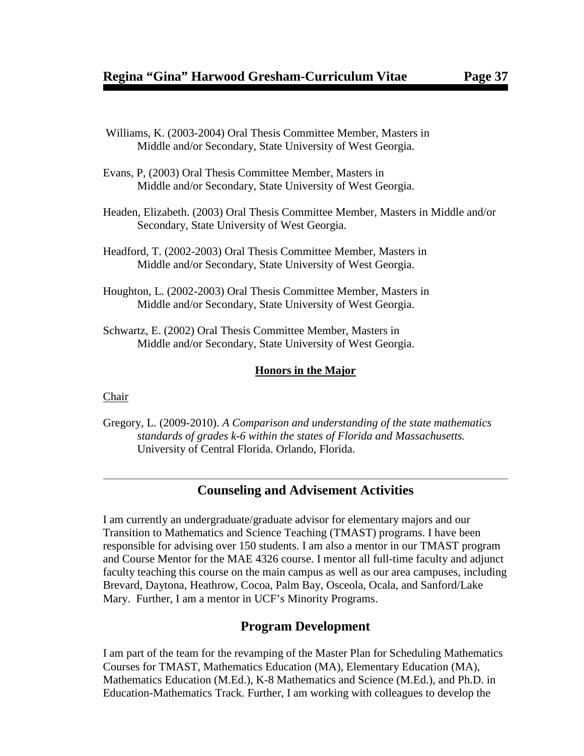Williams, K. (2003-2004) Oral Thesis Committee Member, Masters in Middle and/or Secondary, State University of West Georgia.

Evans, P, (2003) Oral Thesis Committee Member, Masters in Middle and/or Secondary, State University of West Georgia.

Headen, Elizabeth. (2003) Oral Thesis Committee Member, Masters in Middle and/or Secondary, State University of West Georgia.

Headford, T. (2002-2003) Oral Thesis Committee Member, Masters in Middle and/or Secondary, State University of West Georgia.

Houghton, L. (2002-2003) Oral Thesis Committee Member, Masters in Middle and/or Secondary, State University of West Georgia.

Schwartz, E. (2002) Oral Thesis Committee Member, Masters in Middle and/or Secondary, State University of West Georgia.

### Honors in the Major

Chair

Gregory, L. (2009-2010). *A Comparison and understanding of the state mathematics standards of grades k-6 within the states of Florida and Massachusetts.* University of Central Florida. Orlando, Florida.

---

## Counseling and Advisement Activities

I am currently an undergraduate/graduate advisor for elementary majors and our Transition to Mathematics and Science Teaching (TMAST) programs. I have been responsible for advising over 150 students. I am also a mentor in our TMAST program and Course Mentor for the MAE 4326 course. I mentor all full-time faculty and adjunct faculty teaching this course on the main campus as well as our area campuses, including Brevard, Daytona, Heathrow, Cocoa, Palm Bay, Osceola, Ocala, and Sanford/Lake Mary. Further, I am a mentor in UCF's Minority Programs.

## Program Development

I am part of the team for the revamping of the Master Plan for Scheduling Mathematics Courses for TMAST, Mathematics Education (MA), Elementary Education (MA), Mathematics Education (M.Ed.), K-8 Mathematics and Science (M.Ed.), and Ph.D. in Education-Mathematics Track. Further, I am working with colleagues to develop the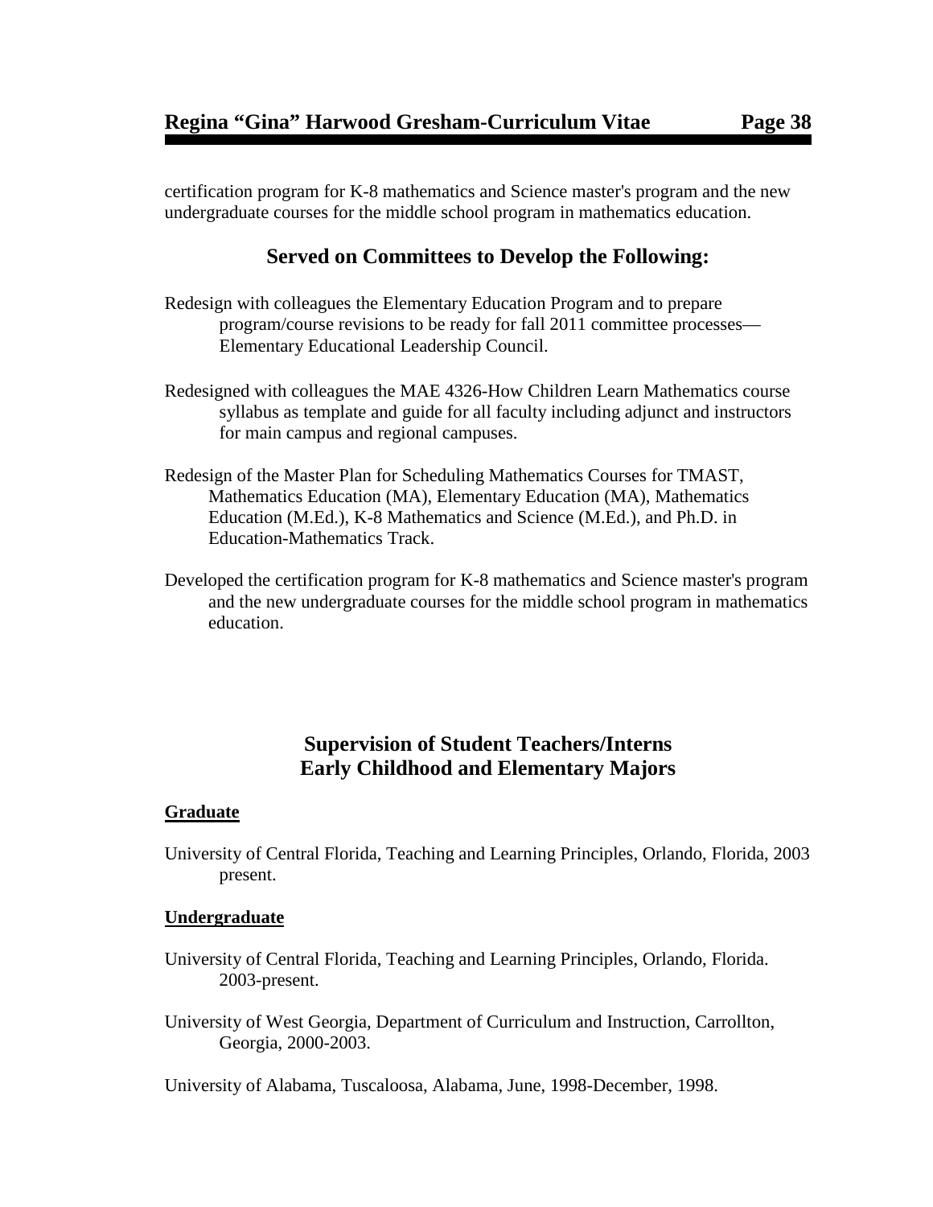certification program for K-8 mathematics and Science master's program and the new undergraduate courses for the middle school program in mathematics education.

## Served on Committees to Develop the Following:

Redesign with colleagues the Elementary Education Program and to prepare program/course revisions to be ready for fall 2011 committee processes—Elementary Educational Leadership Council.

Redesigned with colleagues the MAE 4326-How Children Learn Mathematics course syllabus as template and guide for all faculty including adjunct and instructors for main campus and regional campuses.

Redesign of the Master Plan for Scheduling Mathematics Courses for TMAST, Mathematics Education (MA), Elementary Education (MA), Mathematics Education (M.Ed.), K-8 Mathematics and Science (M.Ed.), and Ph.D. in Education-Mathematics Track.

Developed the certification program for K-8 mathematics and Science master's program and the new undergraduate courses for the middle school program in mathematics education.

## Supervision of Student Teachers/Interns Early Childhood and Elementary Majors

**Graduate**

University of Central Florida, Teaching and Learning Principles, Orlando, Florida, 2003 present.

**Undergraduate**

University of Central Florida, Teaching and Learning Principles, Orlando, Florida. 2003-present.

University of West Georgia, Department of Curriculum and Instruction, Carrollton, Georgia, 2000-2003.

University of Alabama, Tuscaloosa, Alabama, June, 1998-December, 1998.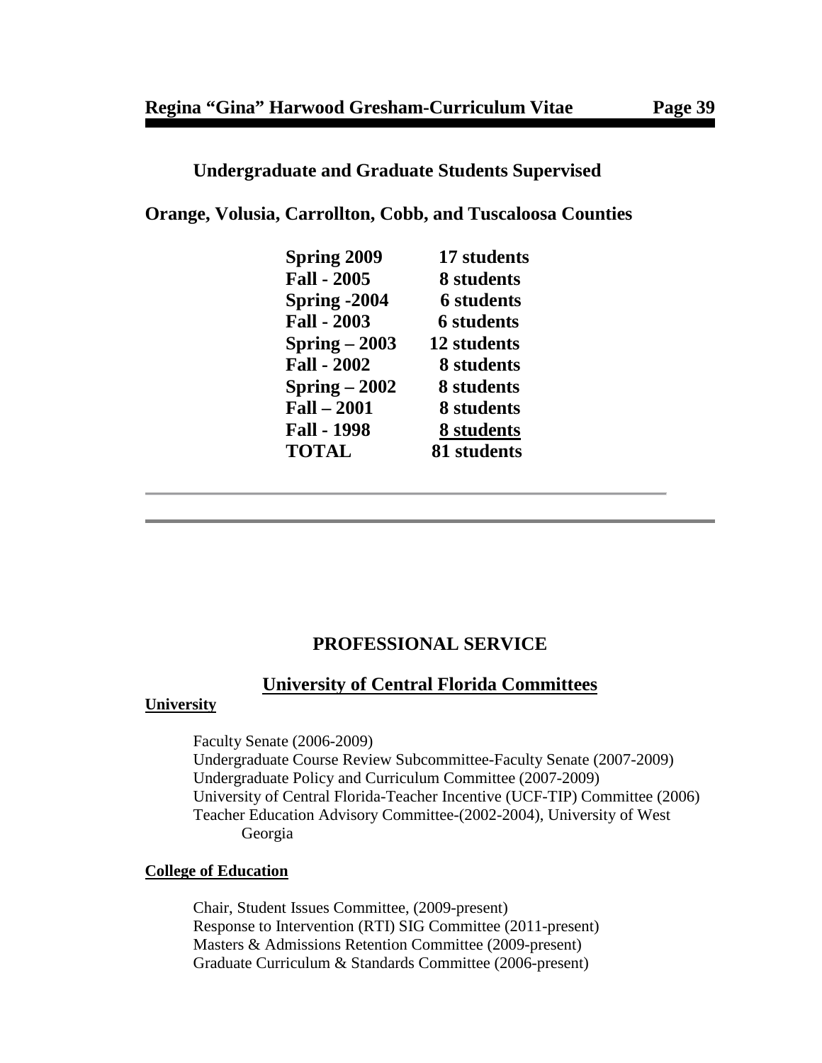## Undergraduate and Graduate Students Supervised

### Orange, Volusia, Carrollton, Cobb, and Tuscaloosa Counties

| | |
|---|---|
| **Spring 2009** | **17 students** |
| **Fall - 2005** | **8 students** |
| **Spring -2004** | **6 students** |
| **Fall - 2003** | **6 students** |
| **Spring – 2003** | **12 students** |
| **Fall - 2002** | **8 students** |
| **Spring – 2002** | **8 students** |
| **Fall – 2001** | **8 students** |
| **Fall - 1998** | **8 students** |
| **TOTAL** | **81 students** |

---

# PROFESSIONAL SERVICE

## University of Central Florida Committees

**University**

Faculty Senate (2006-2009)
Undergraduate Course Review Subcommittee-Faculty Senate (2007-2009)
Undergraduate Policy and Curriculum Committee (2007-2009)
University of Central Florida-Teacher Incentive (UCF-TIP) Committee (2006)
Teacher Education Advisory Committee-(2002-2004), University of West Georgia

**College of Education**

Chair, Student Issues Committee, (2009-present)
Response to Intervention (RTI) SIG Committee (2011-present)
Masters & Admissions Retention Committee (2009-present)
Graduate Curriculum & Standards Committee (2006-present)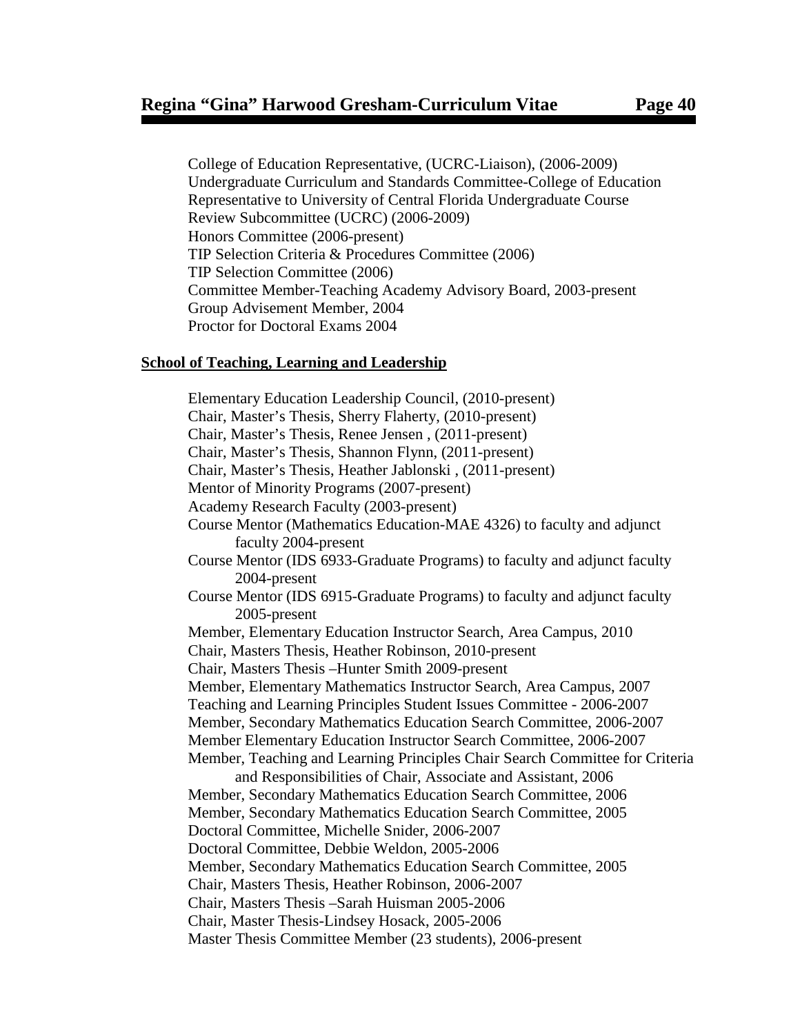College of Education Representative, (UCRC-Liaison), (2006-2009)
Undergraduate Curriculum and Standards Committee-College of Education Representative to University of Central Florida Undergraduate Course Review Subcommittee (UCRC) (2006-2009)
Honors Committee (2006-present)
TIP Selection Criteria & Procedures Committee (2006)
TIP Selection Committee (2006)
Committee Member-Teaching Academy Advisory Board, 2003-present
Group Advisement Member, 2004
Proctor for Doctoral Exams 2004

**School of Teaching, Learning and Leadership**

Elementary Education Leadership Council, (2010-present)
Chair, Master's Thesis, Sherry Flaherty, (2010-present)
Chair, Master's Thesis, Renee Jensen , (2011-present)
Chair, Master's Thesis, Shannon Flynn, (2011-present)
Chair, Master's Thesis, Heather Jablonski , (2011-present)
Mentor of Minority Programs (2007-present)
Academy Research Faculty (2003-present)
Course Mentor (Mathematics Education-MAE 4326) to faculty and adjunct faculty 2004-present
Course Mentor (IDS 6933-Graduate Programs) to faculty and adjunct faculty 2004-present
Course Mentor (IDS 6915-Graduate Programs) to faculty and adjunct faculty 2005-present
Member, Elementary Education Instructor Search, Area Campus, 2010
Chair, Masters Thesis, Heather Robinson, 2010-present
Chair, Masters Thesis –Hunter Smith 2009-present
Member, Elementary Mathematics Instructor Search, Area Campus, 2007
Teaching and Learning Principles Student Issues Committee - 2006-2007
Member, Secondary Mathematics Education Search Committee, 2006-2007
Member Elementary Education Instructor Search Committee, 2006-2007
Member, Teaching and Learning Principles Chair Search Committee for Criteria and Responsibilities of Chair, Associate and Assistant, 2006
Member, Secondary Mathematics Education Search Committee, 2006
Member, Secondary Mathematics Education Search Committee, 2005
Doctoral Committee, Michelle Snider, 2006-2007
Doctoral Committee, Debbie Weldon, 2005-2006
Member, Secondary Mathematics Education Search Committee, 2005
Chair, Masters Thesis, Heather Robinson, 2006-2007
Chair, Masters Thesis –Sarah Huisman 2005-2006
Chair, Master Thesis-Lindsey Hosack, 2005-2006
Master Thesis Committee Member (23 students), 2006-present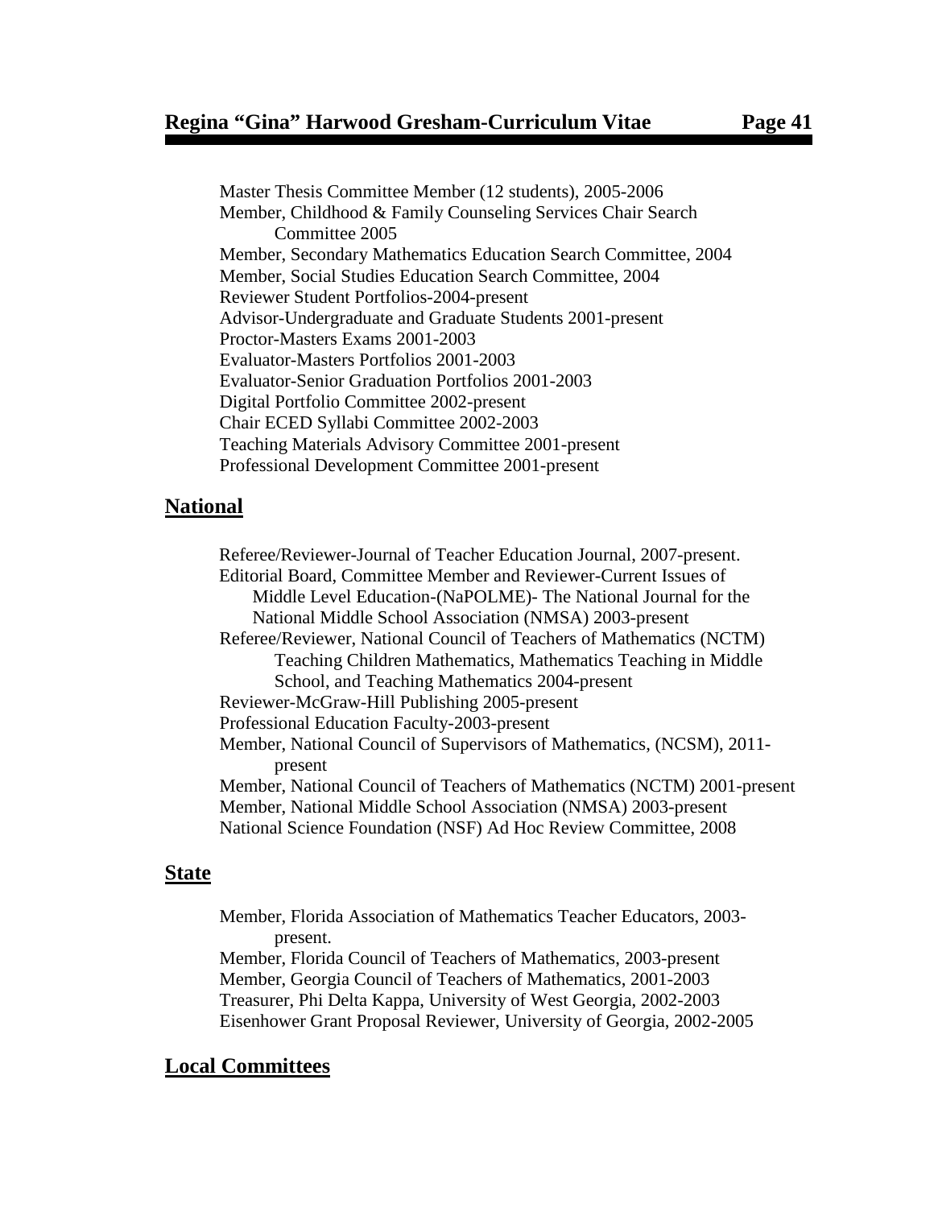Master Thesis Committee Member (12 students), 2005-2006
Member, Childhood & Family Counseling Services Chair Search Committee 2005
Member, Secondary Mathematics Education Search Committee, 2004
Member, Social Studies Education Search Committee, 2004
Reviewer Student Portfolios-2004-present
Advisor-Undergraduate and Graduate Students 2001-present
Proctor-Masters Exams 2001-2003
Evaluator-Masters Portfolios 2001-2003
Evaluator-Senior Graduation Portfolios 2001-2003
Digital Portfolio Committee 2002-present
Chair ECED Syllabi Committee 2002-2003
Teaching Materials Advisory Committee 2001-present
Professional Development Committee 2001-present

## National

Referee/Reviewer-Journal of Teacher Education Journal, 2007-present.
Editorial Board, Committee Member and Reviewer-Current Issues of Middle Level Education-(NaPOLME)- The National Journal for the National Middle School Association (NMSA) 2003-present
Referee/Reviewer, National Council of Teachers of Mathematics (NCTM) Teaching Children Mathematics, Mathematics Teaching in Middle School, and Teaching Mathematics 2004-present
Reviewer-McGraw-Hill Publishing 2005-present
Professional Education Faculty-2003-present
Member, National Council of Supervisors of Mathematics, (NCSM), 2011-present
Member, National Council of Teachers of Mathematics (NCTM) 2001-present
Member, National Middle School Association (NMSA) 2003-present
National Science Foundation (NSF) Ad Hoc Review Committee, 2008

## State

Member, Florida Association of Mathematics Teacher Educators, 2003-present.
Member, Florida Council of Teachers of Mathematics, 2003-present
Member, Georgia Council of Teachers of Mathematics, 2001-2003
Treasurer, Phi Delta Kappa, University of West Georgia, 2002-2003
Eisenhower Grant Proposal Reviewer, University of Georgia, 2002-2005

## Local Committees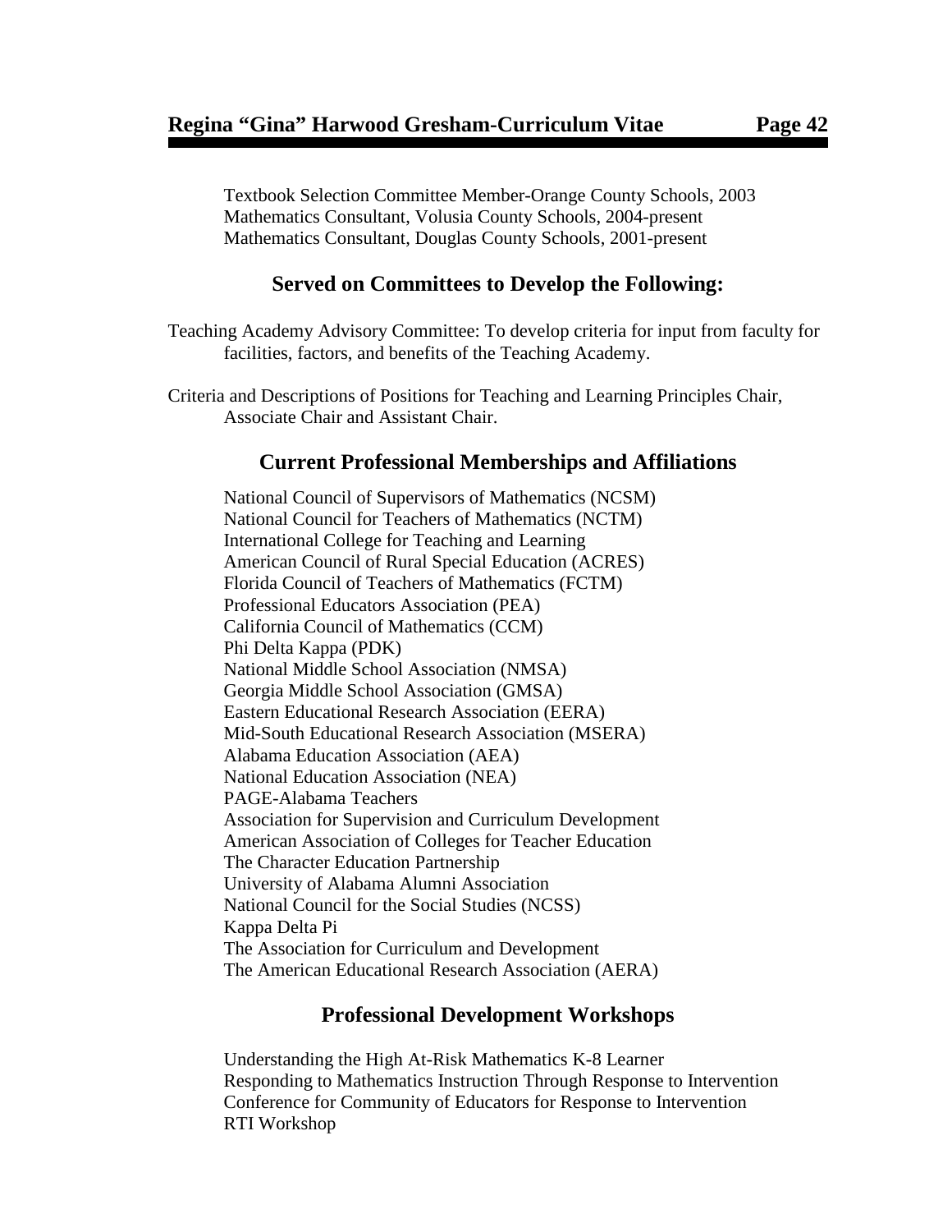Textbook Selection Committee Member-Orange County Schools, 2003
Mathematics Consultant, Volusia County Schools, 2004-present
Mathematics Consultant, Douglas County Schools, 2001-present

## Served on Committees to Develop the Following:

Teaching Academy Advisory Committee: To develop criteria for input from faculty for facilities, factors, and benefits of the Teaching Academy.

Criteria and Descriptions of Positions for Teaching and Learning Principles Chair, Associate Chair and Assistant Chair.

## Current Professional Memberships and Affiliations

National Council of Supervisors of Mathematics (NCSM)
National Council for Teachers of Mathematics (NCTM)
International College for Teaching and Learning
American Council of Rural Special Education (ACRES)
Florida Council of Teachers of Mathematics (FCTM)
Professional Educators Association (PEA)
California Council of Mathematics (CCM)
Phi Delta Kappa (PDK)
National Middle School Association (NMSA)
Georgia Middle School Association (GMSA)
Eastern Educational Research Association (EERA)
Mid-South Educational Research Association (MSERA)
Alabama Education Association (AEA)
National Education Association (NEA)
PAGE-Alabama Teachers
Association for Supervision and Curriculum Development
American Association of Colleges for Teacher Education
The Character Education Partnership
University of Alabama Alumni Association
National Council for the Social Studies (NCSS)
Kappa Delta Pi
The Association for Curriculum and Development
The American Educational Research Association (AERA)

## Professional Development Workshops

Understanding the High At-Risk Mathematics K-8 Learner
Responding to Mathematics Instruction Through Response to Intervention
Conference for Community of Educators for Response to Intervention
RTI Workshop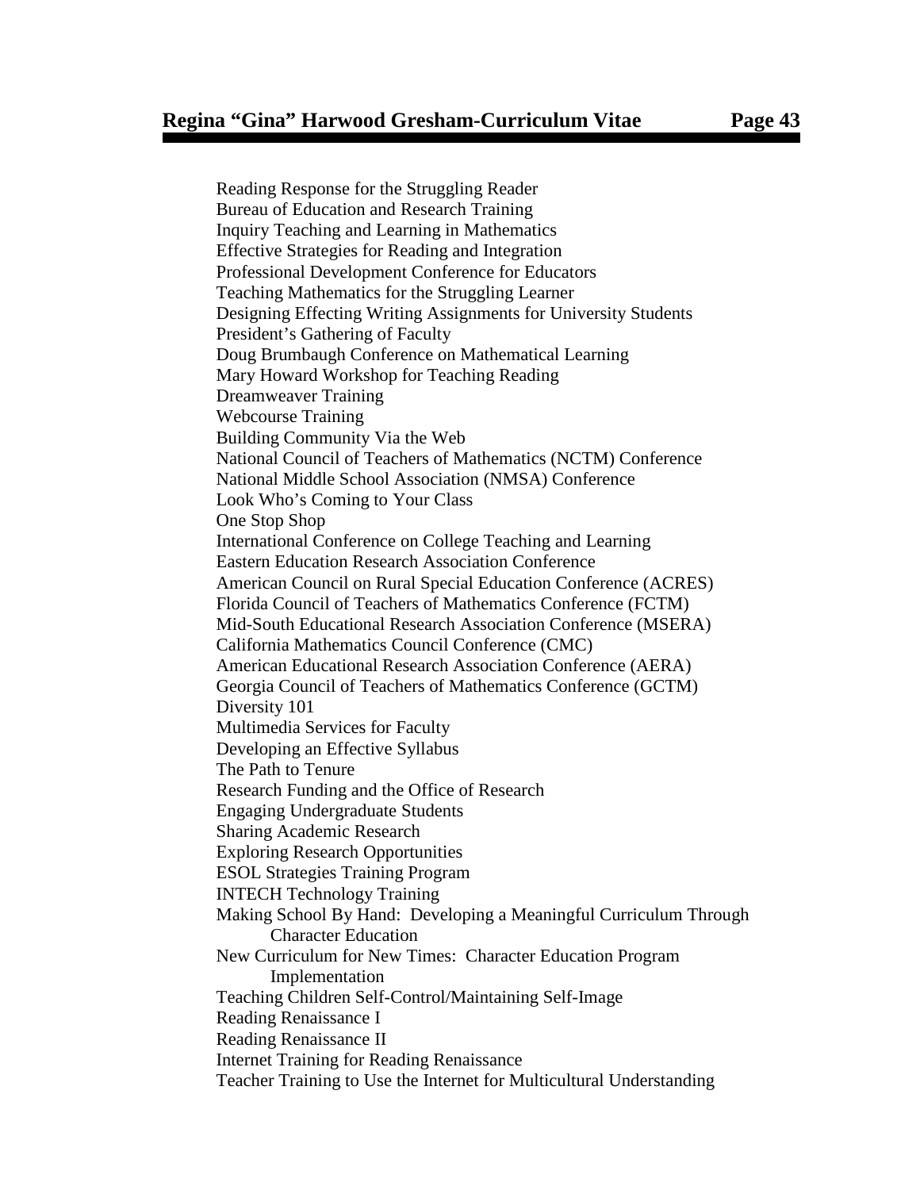Reading Response for the Struggling Reader
Bureau of Education and Research Training
Inquiry Teaching and Learning in Mathematics
Effective Strategies for Reading and Integration
Professional Development Conference for Educators
Teaching Mathematics for the Struggling Learner
Designing Effecting Writing Assignments for University Students
President's Gathering of Faculty
Doug Brumbaugh Conference on Mathematical Learning
Mary Howard Workshop for Teaching Reading
Dreamweaver Training
Webcourse Training
Building Community Via the Web
National Council of Teachers of Mathematics (NCTM) Conference
National Middle School Association (NMSA) Conference
Look Who's Coming to Your Class
One Stop Shop
International Conference on College Teaching and Learning
Eastern Education Research Association Conference
American Council on Rural Special Education Conference (ACRES)
Florida Council of Teachers of Mathematics Conference (FCTM)
Mid-South Educational Research Association Conference (MSERA)
California Mathematics Council Conference (CMC)
American Educational Research Association Conference (AERA)
Georgia Council of Teachers of Mathematics Conference (GCTM)
Diversity 101
Multimedia Services for Faculty
Developing an Effective Syllabus
The Path to Tenure
Research Funding and the Office of Research
Engaging Undergraduate Students
Sharing Academic Research
Exploring Research Opportunities
ESOL Strategies Training Program
INTECH Technology Training
Making School By Hand: Developing a Meaningful Curriculum Through Character Education
New Curriculum for New Times: Character Education Program Implementation
Teaching Children Self-Control/Maintaining Self-Image
Reading Renaissance I
Reading Renaissance II
Internet Training for Reading Renaissance
Teacher Training to Use the Internet for Multicultural Understanding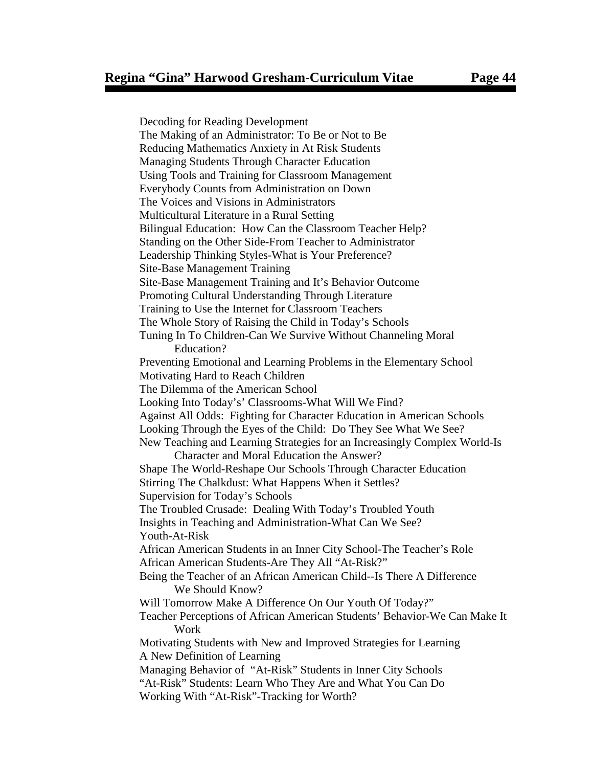Decoding for Reading Development
The Making of an Administrator: To Be or Not to Be
Reducing Mathematics Anxiety in At Risk Students
Managing Students Through Character Education
Using Tools and Training for Classroom Management
Everybody Counts from Administration on Down
The Voices and Visions in Administrators
Multicultural Literature in a Rural Setting
Bilingual Education: How Can the Classroom Teacher Help?
Standing on the Other Side-From Teacher to Administrator
Leadership Thinking Styles-What is Your Preference?
Site-Base Management Training
Site-Base Management Training and It's Behavior Outcome
Promoting Cultural Understanding Through Literature
Training to Use the Internet for Classroom Teachers
The Whole Story of Raising the Child in Today's Schools
Tuning In To Children-Can We Survive Without Channeling Moral Education?
Preventing Emotional and Learning Problems in the Elementary School
Motivating Hard to Reach Children
The Dilemma of the American School
Looking Into Today's' Classrooms-What Will We Find?
Against All Odds: Fighting for Character Education in American Schools
Looking Through the Eyes of the Child: Do They See What We See?
New Teaching and Learning Strategies for an Increasingly Complex World-Is Character and Moral Education the Answer?
Shape The World-Reshape Our Schools Through Character Education
Stirring The Chalkdust: What Happens When it Settles?
Supervision for Today's Schools
The Troubled Crusade: Dealing With Today's Troubled Youth
Insights in Teaching and Administration-What Can We See?
Youth-At-Risk
African American Students in an Inner City School-The Teacher's Role
African American Students-Are They All "At-Risk?"
Being the Teacher of an African American Child--Is There A Difference We Should Know?
Will Tomorrow Make A Difference On Our Youth Of Today?"
Teacher Perceptions of African American Students' Behavior-We Can Make It Work
Motivating Students with New and Improved Strategies for Learning
A New Definition of Learning
Managing Behavior of "At-Risk" Students in Inner City Schools
"At-Risk" Students: Learn Who They Are and What You Can Do
Working With "At-Risk"-Tracking for Worth?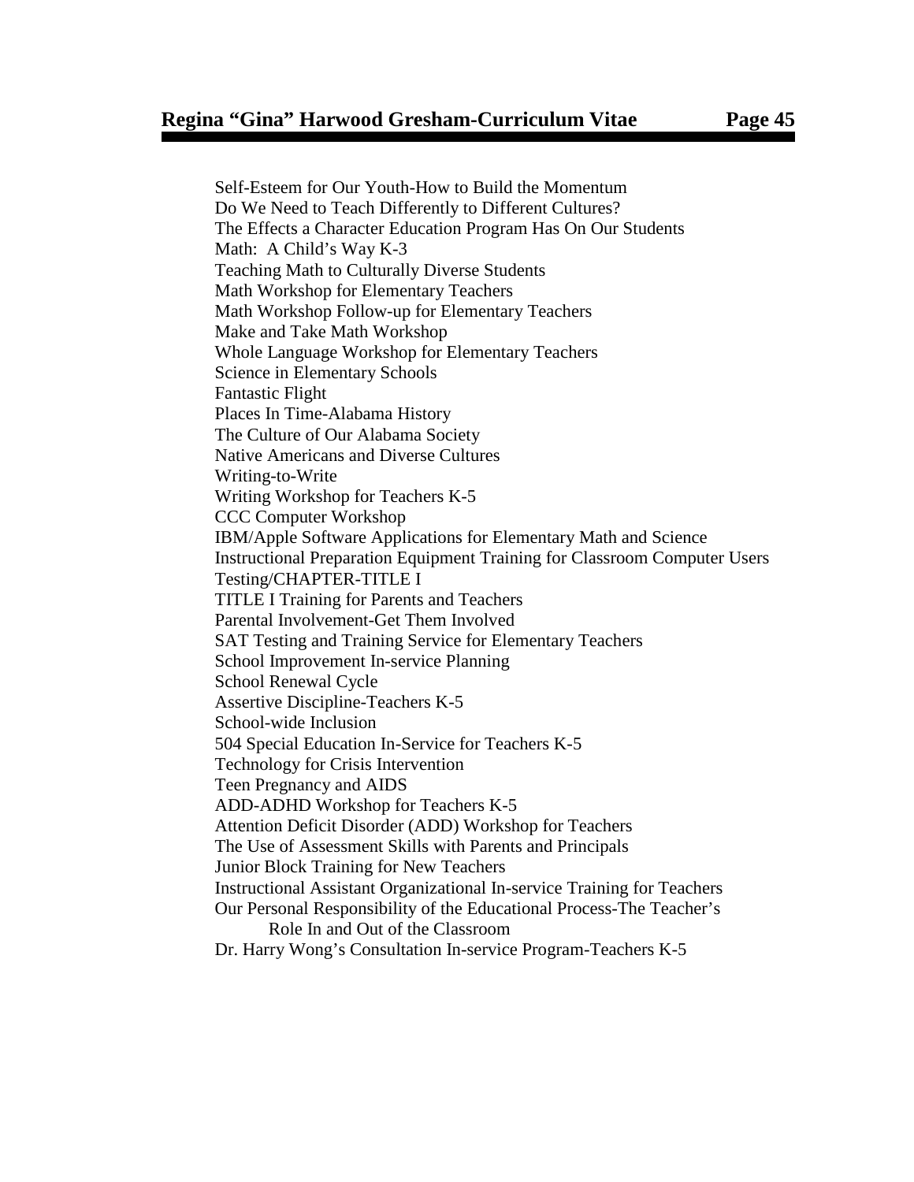Self-Esteem for Our Youth-How to Build the Momentum
Do We Need to Teach Differently to Different Cultures?
The Effects a Character Education Program Has On Our Students
Math:  A Child's Way K-3
Teaching Math to Culturally Diverse Students
Math Workshop for Elementary Teachers
Math Workshop Follow-up for Elementary Teachers
Make and Take Math Workshop
Whole Language Workshop for Elementary Teachers
Science in Elementary Schools
Fantastic Flight
Places In Time-Alabama History
The Culture of Our Alabama Society
Native Americans and Diverse Cultures
Writing-to-Write
Writing Workshop for Teachers K-5
CCC Computer Workshop
IBM/Apple Software Applications for Elementary Math and Science
Instructional Preparation Equipment Training for Classroom Computer Users
Testing/CHAPTER-TITLE I
TITLE I Training for Parents and Teachers
Parental Involvement-Get Them Involved
SAT Testing and Training Service for Elementary Teachers
School Improvement In-service Planning
School Renewal Cycle
Assertive Discipline-Teachers K-5
School-wide Inclusion
504 Special Education In-Service for Teachers K-5
Technology for Crisis Intervention
Teen Pregnancy and AIDS
ADD-ADHD Workshop for Teachers K-5
Attention Deficit Disorder (ADD) Workshop for Teachers
The Use of Assessment Skills with Parents and Principals
Junior Block Training for New Teachers
Instructional Assistant Organizational In-service Training for Teachers
Our Personal Responsibility of the Educational Process-The Teacher's
    Role In and Out of the Classroom
Dr. Harry Wong's Consultation In-service Program-Teachers K-5